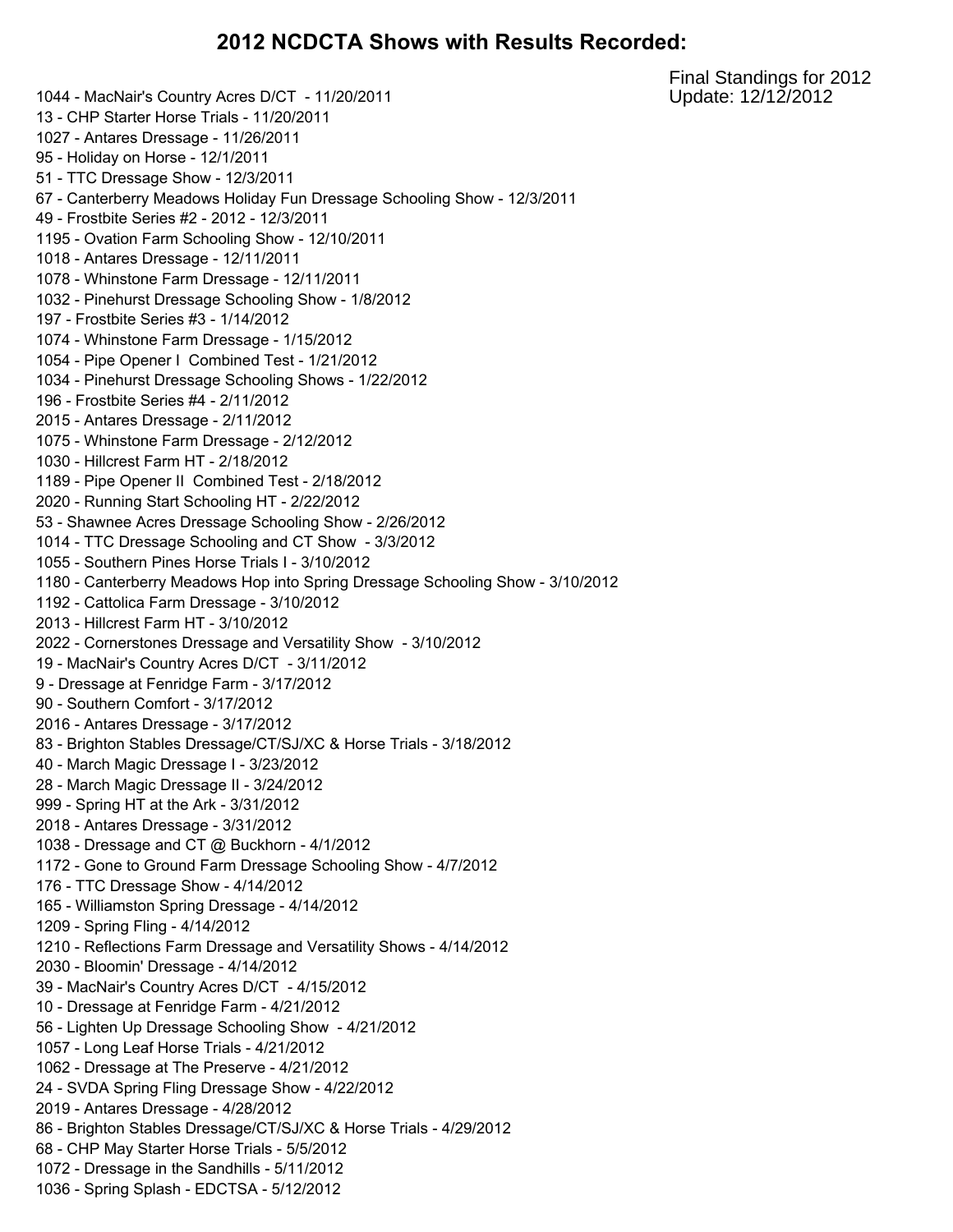# 2012 NCDCTA Shows with Results Recorded:

Final Standings for 2012
Update: 12/12/2012

1044 - MacNair's Country Acres D/CT - 11/20/2011
13 - CHP Starter Horse Trials - 11/20/2011
1027 - Antares Dressage - 11/26/2011
95 - Holiday on Horse - 12/1/2011
51 - TTC Dressage Show - 12/3/2011
67 - Canterberry Meadows Holiday Fun Dressage Schooling Show - 12/3/2011
49 - Frostbite Series #2 - 2012 - 12/3/2011
1195 - Ovation Farm Schooling Show - 12/10/2011
1018 - Antares Dressage - 12/11/2011
1078 - Whinstone Farm Dressage - 12/11/2011
1032 - Pinehurst Dressage Schooling Show - 1/8/2012
197 - Frostbite Series #3 - 1/14/2012
1074 - Whinstone Farm Dressage - 1/15/2012
1054 - Pipe Opener I Combined Test - 1/21/2012
1034 - Pinehurst Dressage Schooling Shows - 1/22/2012
196 - Frostbite Series #4 - 2/11/2012
2015 - Antares Dressage - 2/11/2012
1075 - Whinstone Farm Dressage - 2/12/2012
1030 - Hillcrest Farm HT - 2/18/2012
1189 - Pipe Opener II Combined Test - 2/18/2012
2020 - Running Start Schooling HT - 2/22/2012
53 - Shawnee Acres Dressage Schooling Show - 2/26/2012
1014 - TTC Dressage Schooling and CT Show - 3/3/2012
1055 - Southern Pines Horse Trials I - 3/10/2012
1180 - Canterberry Meadows Hop into Spring Dressage Schooling Show - 3/10/2012
1192 - Cattolica Farm Dressage - 3/10/2012
2013 - Hillcrest Farm HT - 3/10/2012
2022 - Cornerstones Dressage and Versatility Show - 3/10/2012
19 - MacNair's Country Acres D/CT - 3/11/2012
9 - Dressage at Fenridge Farm - 3/17/2012
90 - Southern Comfort - 3/17/2012
2016 - Antares Dressage - 3/17/2012
83 - Brighton Stables Dressage/CT/SJ/XC & Horse Trials - 3/18/2012
40 - March Magic Dressage I - 3/23/2012
28 - March Magic Dressage II - 3/24/2012
999 - Spring HT at the Ark - 3/31/2012
2018 - Antares Dressage - 3/31/2012
1038 - Dressage and CT @ Buckhorn - 4/1/2012
1172 - Gone to Ground Farm Dressage Schooling Show - 4/7/2012
176 - TTC Dressage Show - 4/14/2012
165 - Williamston Spring Dressage - 4/14/2012
1209 - Spring Fling - 4/14/2012
1210 - Reflections Farm Dressage and Versatility Shows - 4/14/2012
2030 - Bloomin' Dressage - 4/14/2012
39 - MacNair's Country Acres D/CT - 4/15/2012
10 - Dressage at Fenridge Farm - 4/21/2012
56 - Lighten Up Dressage Schooling Show - 4/21/2012
1057 - Long Leaf Horse Trials - 4/21/2012
1062 - Dressage at The Preserve - 4/21/2012
24 - SVDA Spring Fling Dressage Show - 4/22/2012
2019 - Antares Dressage - 4/28/2012
86 - Brighton Stables Dressage/CT/SJ/XC & Horse Trials - 4/29/2012
68 - CHP May Starter Horse Trials - 5/5/2012
1072 - Dressage in the Sandhills - 5/11/2012
1036 - Spring Splash - EDCTSA - 5/12/2012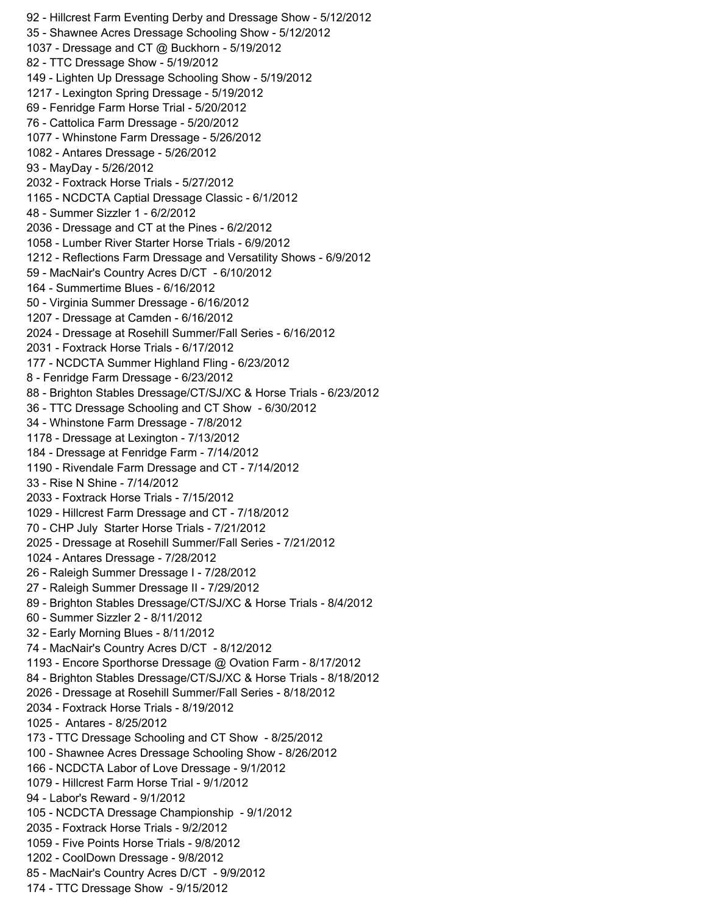92 - Hillcrest Farm Eventing Derby and Dressage Show - 5/12/2012
35 - Shawnee Acres Dressage Schooling Show - 5/12/2012
1037 - Dressage and CT @ Buckhorn - 5/19/2012
82 - TTC Dressage Show - 5/19/2012
149 - Lighten Up Dressage Schooling Show - 5/19/2012
1217 - Lexington Spring Dressage - 5/19/2012
69 - Fenridge Farm Horse Trial - 5/20/2012
76 - Cattolica Farm Dressage - 5/20/2012
1077 - Whinstone Farm Dressage - 5/26/2012
1082 - Antares Dressage - 5/26/2012
93 - MayDay - 5/26/2012
2032 - Foxtrack Horse Trials - 5/27/2012
1165 - NCDCTA Captial Dressage Classic - 6/1/2012
48 - Summer Sizzler 1 - 6/2/2012
2036 - Dressage and CT at the Pines - 6/2/2012
1058 - Lumber River Starter Horse Trials - 6/9/2012
1212 - Reflections Farm Dressage and Versatility Shows - 6/9/2012
59 - MacNair's Country Acres D/CT - 6/10/2012
164 - Summertime Blues - 6/16/2012
50 - Virginia Summer Dressage - 6/16/2012
1207 - Dressage at Camden - 6/16/2012
2024 - Dressage at Rosehill Summer/Fall Series - 6/16/2012
2031 - Foxtrack Horse Trials - 6/17/2012
177 - NCDCTA Summer Highland Fling - 6/23/2012
8 - Fenridge Farm Dressage - 6/23/2012
88 - Brighton Stables Dressage/CT/SJ/XC & Horse Trials - 6/23/2012
36 - TTC Dressage Schooling and CT Show - 6/30/2012
34 - Whinstone Farm Dressage - 7/8/2012
1178 - Dressage at Lexington - 7/13/2012
184 - Dressage at Fenridge Farm - 7/14/2012
1190 - Rivendale Farm Dressage and CT - 7/14/2012
33 - Rise N Shine - 7/14/2012
2033 - Foxtrack Horse Trials - 7/15/2012
1029 - Hillcrest Farm Dressage and CT - 7/18/2012
70 - CHP July Starter Horse Trials - 7/21/2012
2025 - Dressage at Rosehill Summer/Fall Series - 7/21/2012
1024 - Antares Dressage - 7/28/2012
26 - Raleigh Summer Dressage I - 7/28/2012
27 - Raleigh Summer Dressage II - 7/29/2012
89 - Brighton Stables Dressage/CT/SJ/XC & Horse Trials - 8/4/2012
60 - Summer Sizzler 2 - 8/11/2012
32 - Early Morning Blues - 8/11/2012
74 - MacNair's Country Acres D/CT - 8/12/2012
1193 - Encore Sporthorse Dressage @ Ovation Farm - 8/17/2012
84 - Brighton Stables Dressage/CT/SJ/XC & Horse Trials - 8/18/2012
2026 - Dressage at Rosehill Summer/Fall Series - 8/18/2012
2034 - Foxtrack Horse Trials - 8/19/2012
1025 - Antares - 8/25/2012
173 - TTC Dressage Schooling and CT Show - 8/25/2012
100 - Shawnee Acres Dressage Schooling Show - 8/26/2012
166 - NCDCTA Labor of Love Dressage - 9/1/2012
1079 - Hillcrest Farm Horse Trial - 9/1/2012
94 - Labor's Reward - 9/1/2012
105 - NCDCTA Dressage Championship - 9/1/2012
2035 - Foxtrack Horse Trials - 9/2/2012
1059 - Five Points Horse Trials - 9/8/2012
1202 - CoolDown Dressage - 9/8/2012
85 - MacNair's Country Acres D/CT - 9/9/2012
174 - TTC Dressage Show - 9/15/2012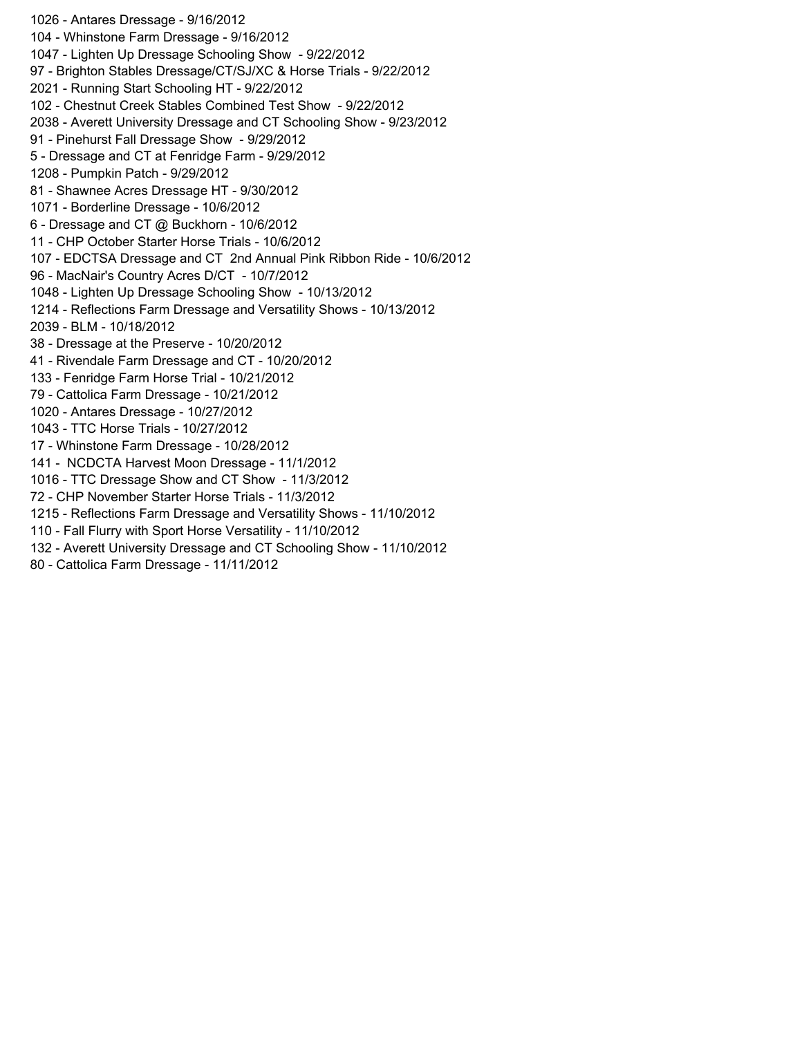1026 - Antares Dressage - 9/16/2012
104 - Whinstone Farm Dressage - 9/16/2012
1047 - Lighten Up Dressage Schooling Show - 9/22/2012
97 - Brighton Stables Dressage/CT/SJ/XC & Horse Trials - 9/22/2012
2021 - Running Start Schooling HT - 9/22/2012
102 - Chestnut Creek Stables Combined Test Show - 9/22/2012
2038 - Averett University Dressage and CT Schooling Show - 9/23/2012
91 - Pinehurst Fall Dressage Show - 9/29/2012
5 - Dressage and CT at Fenridge Farm - 9/29/2012
1208 - Pumpkin Patch - 9/29/2012
81 - Shawnee Acres Dressage HT - 9/30/2012
1071 - Borderline Dressage - 10/6/2012
6 - Dressage and CT @ Buckhorn - 10/6/2012
11 - CHP October Starter Horse Trials - 10/6/2012
107 - EDCTSA Dressage and CT 2nd Annual Pink Ribbon Ride - 10/6/2012
96 - MacNair's Country Acres D/CT - 10/7/2012
1048 - Lighten Up Dressage Schooling Show - 10/13/2012
1214 - Reflections Farm Dressage and Versatility Shows - 10/13/2012
2039 - BLM - 10/18/2012
38 - Dressage at the Preserve - 10/20/2012
41 - Rivendale Farm Dressage and CT - 10/20/2012
133 - Fenridge Farm Horse Trial - 10/21/2012
79 - Cattolica Farm Dressage - 10/21/2012
1020 - Antares Dressage - 10/27/2012
1043 - TTC Horse Trials - 10/27/2012
17 - Whinstone Farm Dressage - 10/28/2012
141 - NCDCTA Harvest Moon Dressage - 11/1/2012
1016 - TTC Dressage Show and CT Show - 11/3/2012
72 - CHP November Starter Horse Trials - 11/3/2012
1215 - Reflections Farm Dressage and Versatility Shows - 11/10/2012
110 - Fall Flurry with Sport Horse Versatility - 11/10/2012
132 - Averett University Dressage and CT Schooling Show - 11/10/2012
80 - Cattolica Farm Dressage - 11/11/2012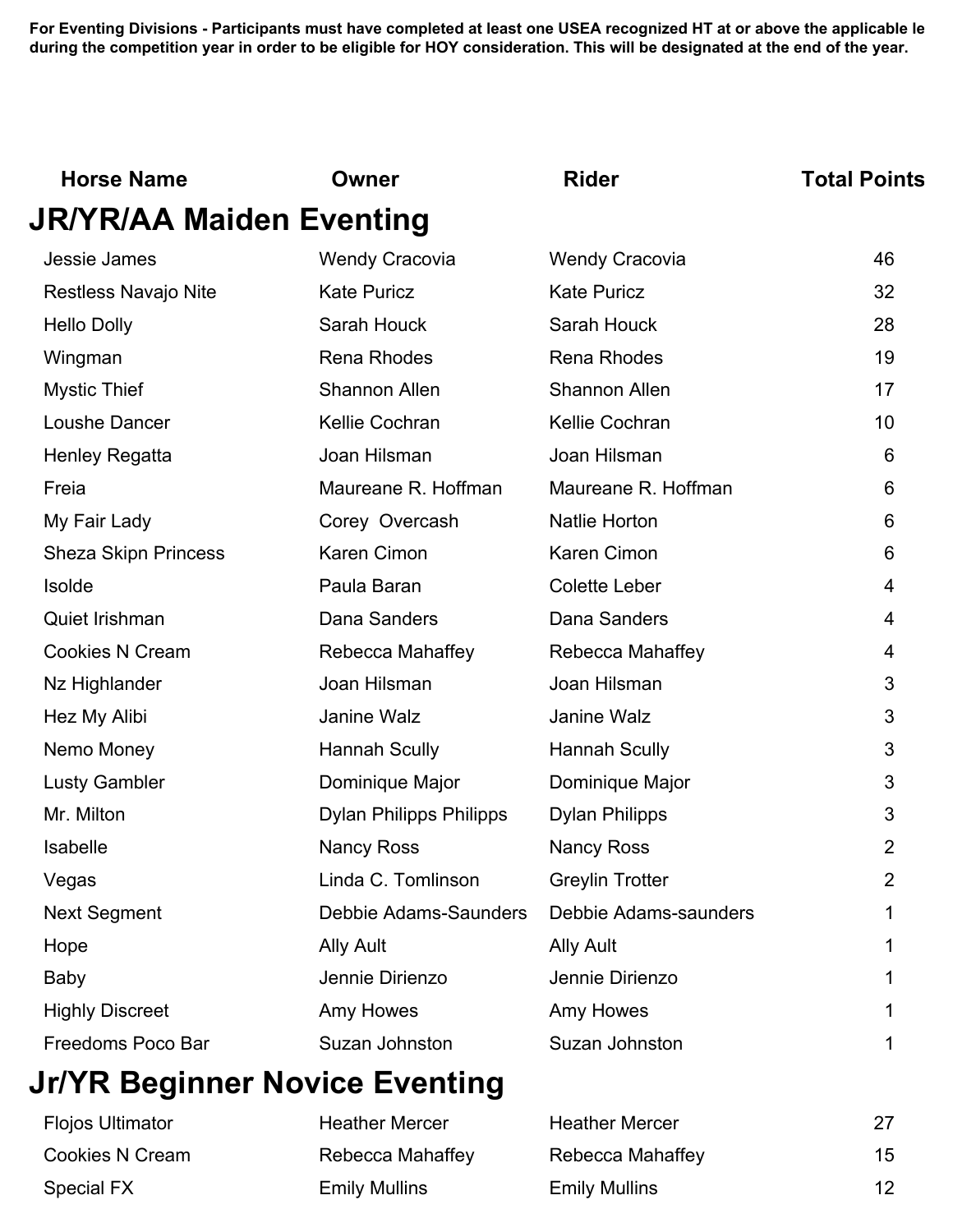**For Eventing Divisions - Participants must have completed at least one USEA recognized HT at or above the applicable le during the competition year in order to be eligible for HOY consideration. This will be designated at the end of the year.**

| Horse Name | Owner | Rider | Total Points |
|---|---|---|---|

## JR/YR/AA Maiden Eventing

| Horse Name | Owner | Rider | Total Points |
|---|---|---|---|
| Jessie James | Wendy Cracovia | Wendy Cracovia | 46 |
| Restless Navajo Nite | Kate Puricz | Kate Puricz | 32 |
| Hello Dolly | Sarah Houck | Sarah Houck | 28 |
| Wingman | Rena Rhodes | Rena Rhodes | 19 |
| Mystic Thief | Shannon Allen | Shannon Allen | 17 |
| Loushe Dancer | Kellie Cochran | Kellie Cochran | 10 |
| Henley Regatta | Joan Hilsman | Joan Hilsman | 6 |
| Freia | Maureane R. Hoffman | Maureane R. Hoffman | 6 |
| My Fair Lady | Corey Overcash | Natlie Horton | 6 |
| Sheza Skipn Princess | Karen Cimon | Karen Cimon | 6 |
| Isolde | Paula Baran | Colette Leber | 4 |
| Quiet Irishman | Dana Sanders | Dana Sanders | 4 |
| Cookies N Cream | Rebecca Mahaffey | Rebecca Mahaffey | 4 |
| Nz Highlander | Joan Hilsman | Joan Hilsman | 3 |
| Hez My Alibi | Janine Walz | Janine Walz | 3 |
| Nemo Money | Hannah Scully | Hannah Scully | 3 |
| Lusty Gambler | Dominique Major | Dominique Major | 3 |
| Mr. Milton | Dylan Philipps Philipps | Dylan Philipps | 3 |
| Isabelle | Nancy Ross | Nancy Ross | 2 |
| Vegas | Linda C. Tomlinson | Greylin Trotter | 2 |
| Next Segment | Debbie Adams-Saunders | Debbie Adams-saunders | 1 |
| Hope | Ally Ault | Ally Ault | 1 |
| Baby | Jennie Dirienzo | Jennie Dirienzo | 1 |
| Highly Discreet | Amy Howes | Amy Howes | 1 |
| Freedoms Poco Bar | Suzan Johnston | Suzan Johnston | 1 |

## Jr/YR Beginner Novice Eventing

| Horse Name | Owner | Rider | Total Points |
|---|---|---|---|
| Flojos Ultimator | Heather Mercer | Heather Mercer | 27 |
| Cookies N Cream | Rebecca Mahaffey | Rebecca Mahaffey | 15 |
| Special FX | Emily Mullins | Emily Mullins | 12 |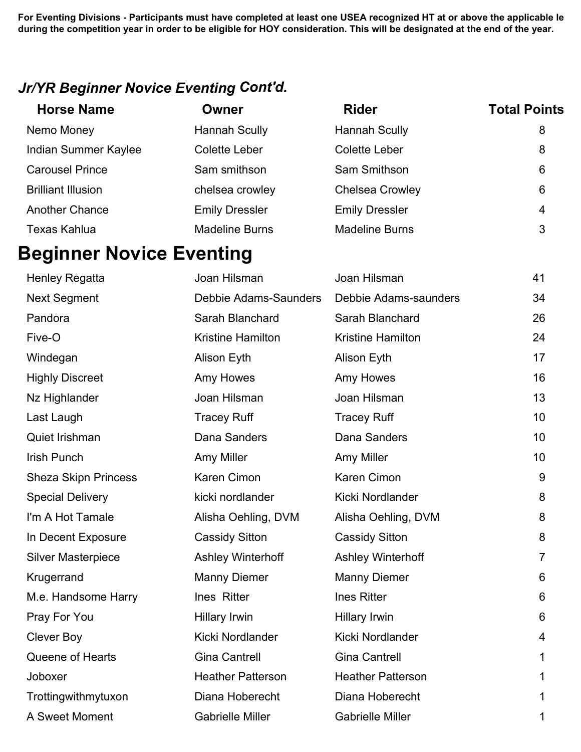**For Eventing Divisions - Participants must have completed at least one USEA recognized HT at or above the applicable le during the competition year in order to be eligible for HOY consideration. This will be designated at the end of the year.**

### *Jr/YR Beginner Novice Eventing* Cont'd.

| Horse Name | Owner | Rider | Total Points |
|---|---|---|---|
| Nemo Money | Hannah Scully | Hannah Scully | 8 |
| Indian Summer Kaylee | Colette Leber | Colette Leber | 8 |
| Carousel Prince | Sam smithson | Sam Smithson | 6 |
| Brilliant Illusion | chelsea crowley | Chelsea Crowley | 6 |
| Another Chance | Emily Dressler | Emily Dressler | 4 |
| Texas Kahlua | Madeline Burns | Madeline Burns | 3 |

## Beginner Novice Eventing

| Horse Name | Owner | Rider | Total Points |
|---|---|---|---|
| Henley Regatta | Joan Hilsman | Joan Hilsman | 41 |
| Next Segment | Debbie Adams-Saunders | Debbie Adams-saunders | 34 |
| Pandora | Sarah Blanchard | Sarah Blanchard | 26 |
| Five-O | Kristine Hamilton | Kristine Hamilton | 24 |
| Windegan | Alison Eyth | Alison Eyth | 17 |
| Highly Discreet | Amy Howes | Amy Howes | 16 |
| Nz Highlander | Joan Hilsman | Joan Hilsman | 13 |
| Last Laugh | Tracey Ruff | Tracey Ruff | 10 |
| Quiet Irishman | Dana Sanders | Dana Sanders | 10 |
| Irish Punch | Amy Miller | Amy Miller | 10 |
| Sheza Skipn Princess | Karen Cimon | Karen Cimon | 9 |
| Special Delivery | kicki nordlander | Kicki Nordlander | 8 |
| I'm A Hot Tamale | Alisha Oehling, DVM | Alisha Oehling, DVM | 8 |
| In Decent Exposure | Cassidy Sitton | Cassidy Sitton | 8 |
| Silver Masterpiece | Ashley Winterhoff | Ashley Winterhoff | 7 |
| Krugerrand | Manny Diemer | Manny Diemer | 6 |
| M.e. Handsome Harry | Ines Ritter | Ines Ritter | 6 |
| Pray For You | Hillary Irwin | Hillary Irwin | 6 |
| Clever Boy | Kicki Nordlander | Kicki Nordlander | 4 |
| Queene of Hearts | Gina Cantrell | Gina Cantrell | 1 |
| Joboxer | Heather Patterson | Heather Patterson | 1 |
| Trottingwithmytuxon | Diana Hoberecht | Diana Hoberecht | 1 |
| A Sweet Moment | Gabrielle Miller | Gabrielle Miller | 1 |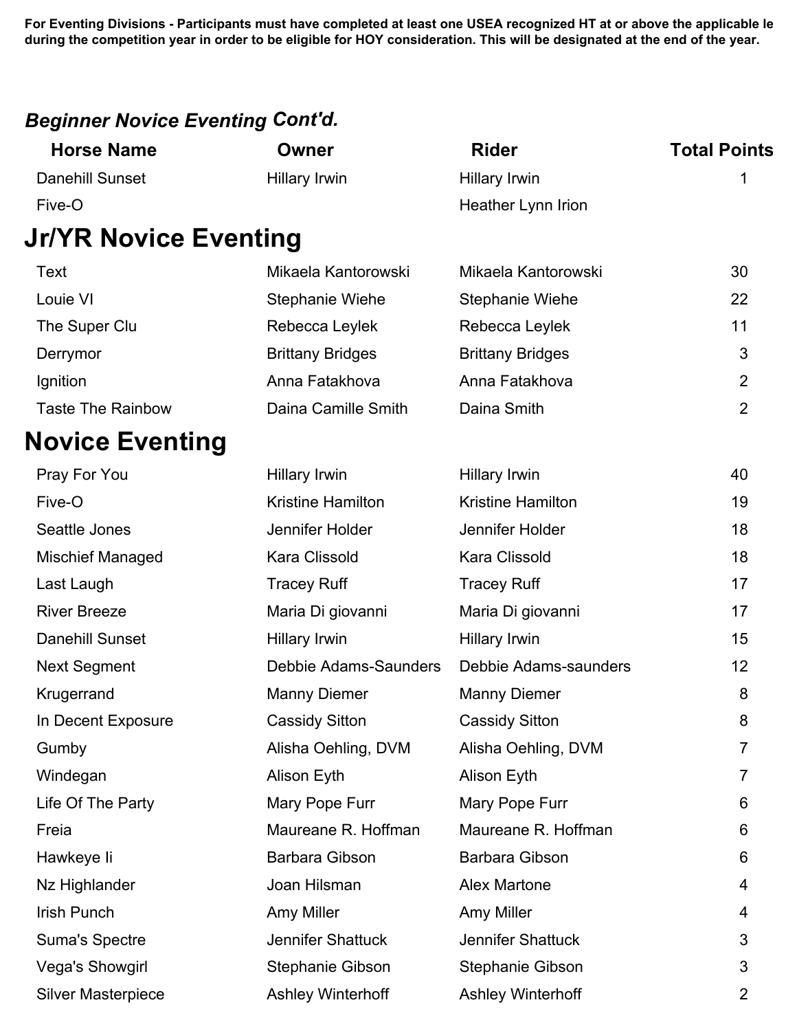**For Eventing Divisions - Participants must have completed at least one USEA recognized HT at or above the applicable le during the competition year in order to be eligible for HOY consideration. This will be designated at the end of the year.**

### *Beginner Novice Eventing* Cont'd.

| Horse Name | Owner | Rider | Total Points |
|---|---|---|---|
| Danehill Sunset | Hillary Irwin | Hillary Irwin | 1 |
| Five-O | | Heather Lynn Irion | |

## Jr/YR Novice Eventing

| Horse Name | Owner | Rider | Total Points |
|---|---|---|---|
| Text | Mikaela Kantorowski | Mikaela Kantorowski | 30 |
| Louie VI | Stephanie Wiehe | Stephanie Wiehe | 22 |
| The Super Clu | Rebecca Leylek | Rebecca Leylek | 11 |
| Derrymor | Brittany Bridges | Brittany Bridges | 3 |
| Ignition | Anna Fatakhova | Anna Fatakhova | 2 |
| Taste The Rainbow | Daina Camille Smith | Daina Smith | 2 |

## Novice Eventing

| Horse Name | Owner | Rider | Total Points |
|---|---|---|---|
| Pray For You | Hillary Irwin | Hillary Irwin | 40 |
| Five-O | Kristine Hamilton | Kristine Hamilton | 19 |
| Seattle Jones | Jennifer Holder | Jennifer Holder | 18 |
| Mischief Managed | Kara Clissold | Kara Clissold | 18 |
| Last Laugh | Tracey Ruff | Tracey Ruff | 17 |
| River Breeze | Maria Di giovanni | Maria Di giovanni | 17 |
| Danehill Sunset | Hillary Irwin | Hillary Irwin | 15 |
| Next Segment | Debbie Adams-Saunders | Debbie Adams-saunders | 12 |
| Krugerrand | Manny Diemer | Manny Diemer | 8 |
| In Decent Exposure | Cassidy Sitton | Cassidy Sitton | 8 |
| Gumby | Alisha Oehling, DVM | Alisha Oehling, DVM | 7 |
| Windegan | Alison Eyth | Alison Eyth | 7 |
| Life Of The Party | Mary Pope Furr | Mary Pope Furr | 6 |
| Freia | Maureane R. Hoffman | Maureane R. Hoffman | 6 |
| Hawkeye Ii | Barbara Gibson | Barbara Gibson | 6 |
| Nz Highlander | Joan Hilsman | Alex Martone | 4 |
| Irish Punch | Amy Miller | Amy Miller | 4 |
| Suma's Spectre | Jennifer Shattuck | Jennifer Shattuck | 3 |
| Vega's Showgirl | Stephanie Gibson | Stephanie Gibson | 3 |
| Silver Masterpiece | Ashley Winterhoff | Ashley Winterhoff | 2 |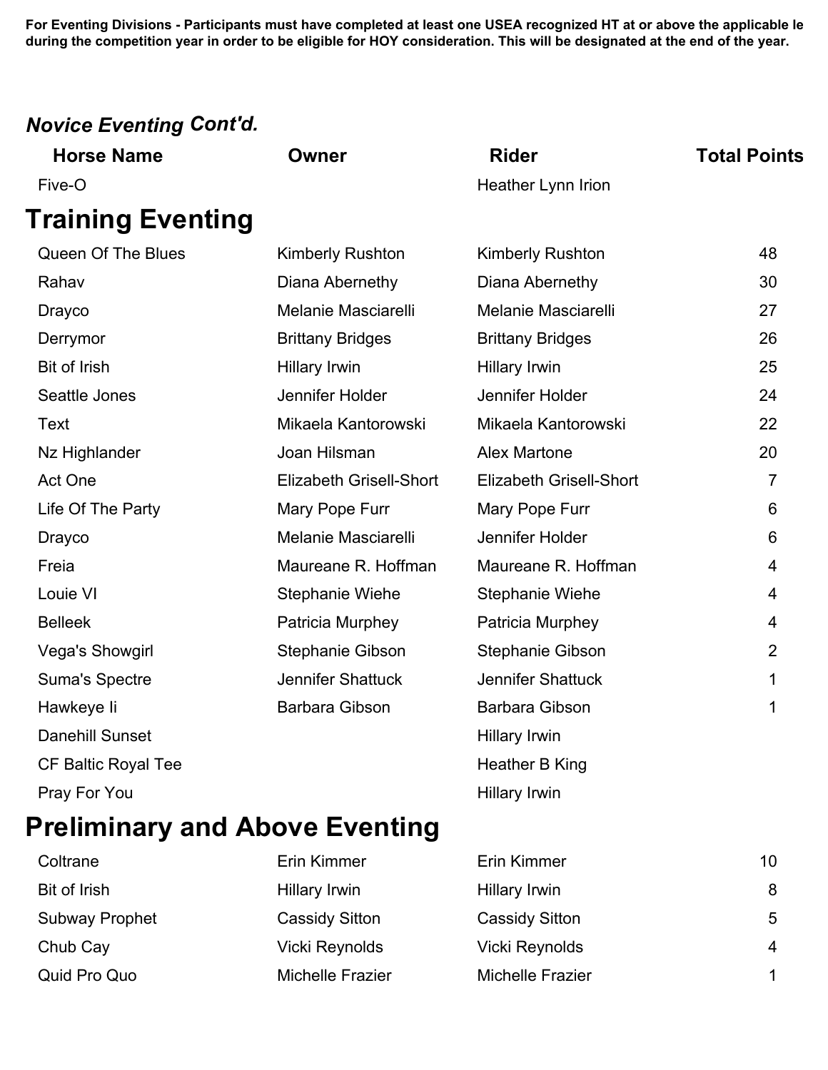**For Eventing Divisions - Participants must have completed at least one USEA recognized HT at or above the applicable le during the competition year in order to be eligible for HOY consideration. This will be designated at the end of the year.**

### *Novice Eventing* Cont'd.

| Horse Name | Owner | Rider | Total Points |
|---|---|---|---|
| Five-O | | Heather Lynn Irion | |

## Training Eventing

| Horse Name | Owner | Rider | Total Points |
|---|---|---|---|
| Queen Of The Blues | Kimberly Rushton | Kimberly Rushton | 48 |
| Rahav | Diana Abernethy | Diana Abernethy | 30 |
| Drayco | Melanie Masciarelli | Melanie Masciarelli | 27 |
| Derrymor | Brittany Bridges | Brittany Bridges | 26 |
| Bit of Irish | Hillary Irwin | Hillary Irwin | 25 |
| Seattle Jones | Jennifer Holder | Jennifer Holder | 24 |
| Text | Mikaela Kantorowski | Mikaela Kantorowski | 22 |
| Nz Highlander | Joan Hilsman | Alex Martone | 20 |
| Act One | Elizabeth Grisell-Short | Elizabeth Grisell-Short | 7 |
| Life Of The Party | Mary Pope Furr | Mary Pope Furr | 6 |
| Drayco | Melanie Masciarelli | Jennifer Holder | 6 |
| Freia | Maureane R. Hoffman | Maureane R. Hoffman | 4 |
| Louie VI | Stephanie Wiehe | Stephanie Wiehe | 4 |
| Belleek | Patricia Murphey | Patricia Murphey | 4 |
| Vega's Showgirl | Stephanie Gibson | Stephanie Gibson | 2 |
| Suma's Spectre | Jennifer Shattuck | Jennifer Shattuck | 1 |
| Hawkeye Ii | Barbara Gibson | Barbara Gibson | 1 |
| Danehill Sunset | | Hillary Irwin | |
| CF Baltic Royal Tee | | Heather B King | |
| Pray For You | | Hillary Irwin | |

## Preliminary and Above Eventing

| Horse Name | Owner | Rider | Total Points |
|---|---|---|---|
| Coltrane | Erin Kimmer | Erin Kimmer | 10 |
| Bit of Irish | Hillary Irwin | Hillary Irwin | 8 |
| Subway Prophet | Cassidy Sitton | Cassidy Sitton | 5 |
| Chub Cay | Vicki Reynolds | Vicki Reynolds | 4 |
| Quid Pro Quo | Michelle Frazier | Michelle Frazier | 1 |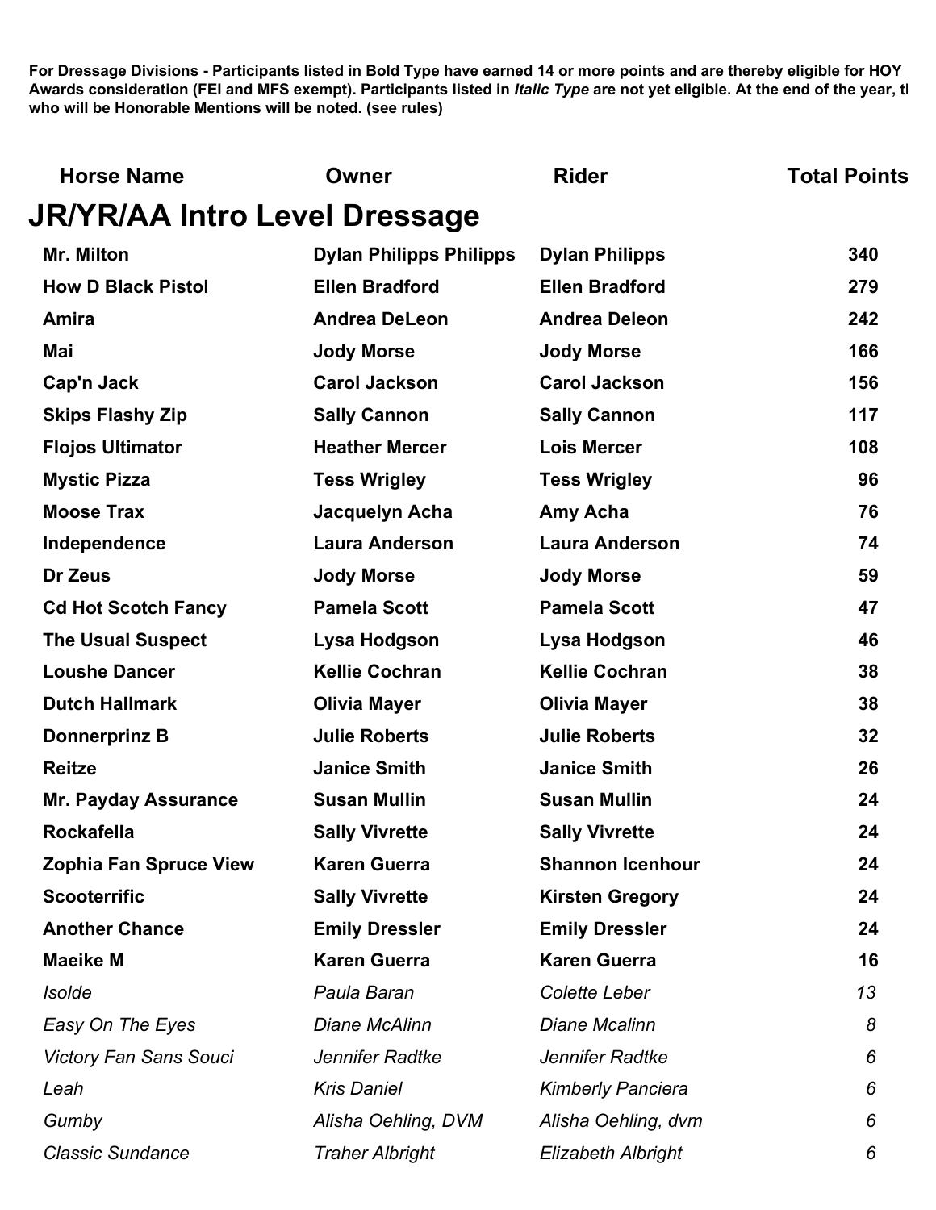**For Dressage Divisions - Participants listed in Bold Type have earned 14 or more points and are thereby eligible for HOY Awards consideration (FEI and MFS exempt). Participants listed in *Italic Type* are not yet eligible. At the end of the year, tl who will be Honorable Mentions will be noted. (see rules)**

| Horse Name | Owner | Rider | Total Points |
|---|---|---|---|
| **JR/YR/AA Intro Level Dressage** | | | |
| **Mr. Milton** | **Dylan Philipps Philipps** | **Dylan Philipps** | **340** |
| **How D Black Pistol** | **Ellen Bradford** | **Ellen Bradford** | **279** |
| **Amira** | **Andrea DeLeon** | **Andrea Deleon** | **242** |
| **Mai** | **Jody Morse** | **Jody Morse** | **166** |
| **Cap'n Jack** | **Carol Jackson** | **Carol Jackson** | **156** |
| **Skips Flashy Zip** | **Sally Cannon** | **Sally Cannon** | **117** |
| **Flojos Ultimator** | **Heather Mercer** | **Lois Mercer** | **108** |
| **Mystic Pizza** | **Tess Wrigley** | **Tess Wrigley** | **96** |
| **Moose Trax** | **Jacquelyn Acha** | **Amy Acha** | **76** |
| **Independence** | **Laura Anderson** | **Laura Anderson** | **74** |
| **Dr Zeus** | **Jody Morse** | **Jody Morse** | **59** |
| **Cd Hot Scotch Fancy** | **Pamela Scott** | **Pamela Scott** | **47** |
| **The Usual Suspect** | **Lysa Hodgson** | **Lysa Hodgson** | **46** |
| **Loushe Dancer** | **Kellie Cochran** | **Kellie Cochran** | **38** |
| **Dutch Hallmark** | **Olivia Mayer** | **Olivia Mayer** | **38** |
| **Donnerprinz B** | **Julie Roberts** | **Julie Roberts** | **32** |
| **Reitze** | **Janice Smith** | **Janice Smith** | **26** |
| **Mr. Payday Assurance** | **Susan Mullin** | **Susan Mullin** | **24** |
| **Rockafella** | **Sally Vivrette** | **Sally Vivrette** | **24** |
| **Zophia Fan Spruce View** | **Karen Guerra** | **Shannon Icenhour** | **24** |
| **Scooterrific** | **Sally Vivrette** | **Kirsten Gregory** | **24** |
| **Another Chance** | **Emily Dressler** | **Emily Dressler** | **24** |
| **Maeike M** | **Karen Guerra** | **Karen Guerra** | **16** |
| *Isolde* | *Paula Baran* | *Colette Leber* | *13* |
| *Easy On The Eyes* | *Diane McAlinn* | *Diane Mcalinn* | *8* |
| *Victory Fan Sans Souci* | *Jennifer Radtke* | *Jennifer Radtke* | *6* |
| *Leah* | *Kris Daniel* | *Kimberly Panciera* | *6* |
| *Gumby* | *Alisha Oehling, DVM* | *Alisha Oehling, dvm* | *6* |
| *Classic Sundance* | *Traher Albright* | *Elizabeth Albright* | *6* |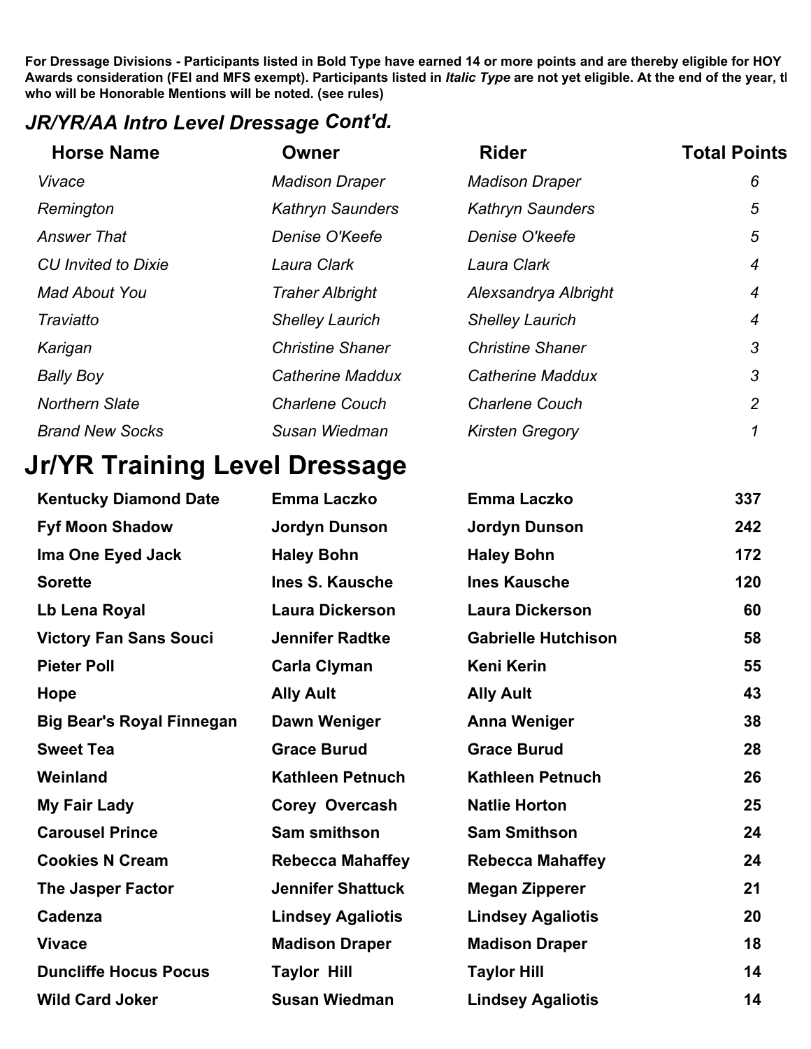**For Dressage Divisions - Participants listed in Bold Type have earned 14 or more points and are thereby eligible for HOY Awards consideration (FEI and MFS exempt). Participants listed in *Italic Type* are not yet eligible. At the end of the year, th who will be Honorable Mentions will be noted. (see rules)**

## *JR/YR/AA Intro Level Dressage Cont'd.*

| Horse Name | Owner | Rider | Total Points |
|---|---|---|---|
| *Vivace* | *Madison Draper* | *Madison Draper* | *6* |
| *Remington* | *Kathryn Saunders* | *Kathryn Saunders* | *5* |
| *Answer That* | *Denise O'Keefe* | *Denise O'keefe* | *5* |
| *CU Invited to Dixie* | *Laura Clark* | *Laura Clark* | *4* |
| *Mad About You* | *Traher Albright* | *Alexsandrya Albright* | *4* |
| *Traviatto* | *Shelley Laurich* | *Shelley Laurich* | *4* |
| *Karigan* | *Christine Shaner* | *Christine Shaner* | *3* |
| *Bally Boy* | *Catherine Maddux* | *Catherine Maddux* | *3* |
| *Northern Slate* | *Charlene Couch* | *Charlene Couch* | *2* |
| *Brand New Socks* | *Susan Wiedman* | *Kirsten Gregory* | *1* |

# Jr/YR Training Level Dressage

| Horse Name | Owner | Rider | Total Points |
|---|---|---|---|
| **Kentucky Diamond Date** | **Emma Laczko** | **Emma Laczko** | **337** |
| **Fyf Moon Shadow** | **Jordyn Dunson** | **Jordyn Dunson** | **242** |
| **Ima One Eyed Jack** | **Haley Bohn** | **Haley Bohn** | **172** |
| **Sorette** | **Ines S. Kausche** | **Ines Kausche** | **120** |
| **Lb Lena Royal** | **Laura Dickerson** | **Laura Dickerson** | **60** |
| **Victory Fan Sans Souci** | **Jennifer Radtke** | **Gabrielle Hutchison** | **58** |
| **Pieter Poll** | **Carla Clyman** | **Keni Kerin** | **55** |
| **Hope** | **Ally Ault** | **Ally Ault** | **43** |
| **Big Bear's Royal Finnegan** | **Dawn Weniger** | **Anna Weniger** | **38** |
| **Sweet Tea** | **Grace Burud** | **Grace Burud** | **28** |
| **Weinland** | **Kathleen Petnuch** | **Kathleen Petnuch** | **26** |
| **My Fair Lady** | **Corey Overcash** | **Natlie Horton** | **25** |
| **Carousel Prince** | **Sam smithson** | **Sam Smithson** | **24** |
| **Cookies N Cream** | **Rebecca Mahaffey** | **Rebecca Mahaffey** | **24** |
| **The Jasper Factor** | **Jennifer Shattuck** | **Megan Zipperer** | **21** |
| **Cadenza** | **Lindsey Agaliotis** | **Lindsey Agaliotis** | **20** |
| **Vivace** | **Madison Draper** | **Madison Draper** | **18** |
| **Duncliffe Hocus Pocus** | **Taylor Hill** | **Taylor Hill** | **14** |
| **Wild Card Joker** | **Susan Wiedman** | **Lindsey Agaliotis** | **14** |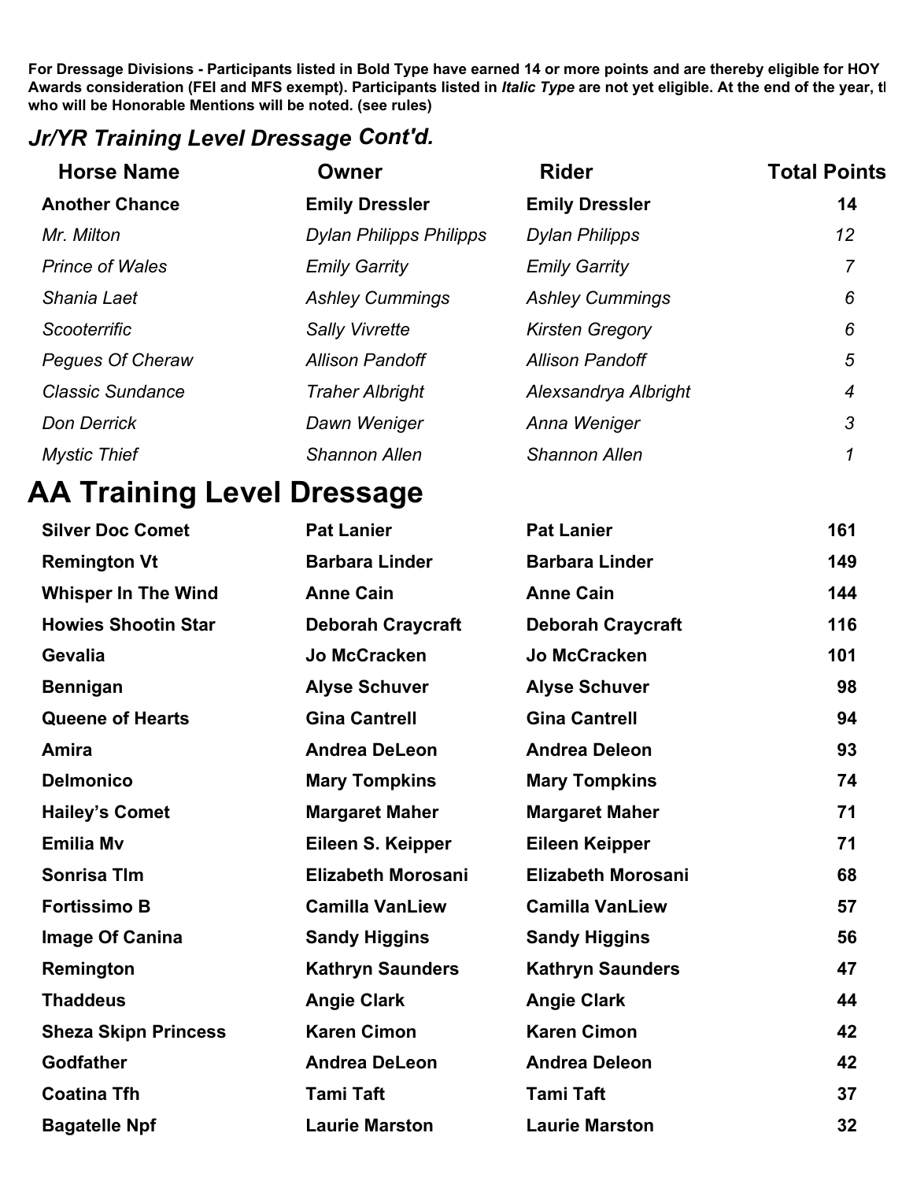**For Dressage Divisions - Participants listed in Bold Type have earned 14 or more points and are thereby eligible for HOY Awards consideration (FEI and MFS exempt). Participants listed in *Italic Type* are not yet eligible. At the end of the year, tl who will be Honorable Mentions will be noted. (see rules)**

## *Jr/YR Training Level Dressage* Cont'd.

| Horse Name | Owner | Rider | Total Points |
|---|---|---|---|
| **Another Chance** | **Emily Dressler** | **Emily Dressler** | **14** |
| *Mr. Milton* | *Dylan Philipps Philipps* | *Dylan Philipps* | *12* |
| *Prince of Wales* | *Emily Garrity* | *Emily Garrity* | *7* |
| *Shania Laet* | *Ashley Cummings* | *Ashley Cummings* | *6* |
| *Scooterrific* | *Sally Vivrette* | *Kirsten Gregory* | *6* |
| *Pegues Of Cheraw* | *Allison Pandoff* | *Allison Pandoff* | *5* |
| *Classic Sundance* | *Traher Albright* | *Alexsandrya Albright* | *4* |
| *Don Derrick* | *Dawn Weniger* | *Anna Weniger* | *3* |
| *Mystic Thief* | *Shannon Allen* | *Shannon Allen* | *1* |

# AA Training Level Dressage

| Horse Name | Owner | Rider | Total Points |
|---|---|---|---|
| **Silver Doc Comet** | **Pat Lanier** | **Pat Lanier** | **161** |
| **Remington Vt** | **Barbara Linder** | **Barbara Linder** | **149** |
| **Whisper In The Wind** | **Anne Cain** | **Anne Cain** | **144** |
| **Howies Shootin Star** | **Deborah Craycraft** | **Deborah Craycraft** | **116** |
| **Gevalia** | **Jo McCracken** | **Jo McCracken** | **101** |
| **Bennigan** | **Alyse Schuver** | **Alyse Schuver** | **98** |
| **Queene of Hearts** | **Gina Cantrell** | **Gina Cantrell** | **94** |
| **Amira** | **Andrea DeLeon** | **Andrea Deleon** | **93** |
| **Delmonico** | **Mary Tompkins** | **Mary Tompkins** | **74** |
| **Hailey's Comet** | **Margaret Maher** | **Margaret Maher** | **71** |
| **Emilia Mv** | **Eileen S. Keipper** | **Eileen Keipper** | **71** |
| **Sonrisa Tlm** | **Elizabeth Morosani** | **Elizabeth Morosani** | **68** |
| **Fortissimo B** | **Camilla VanLiew** | **Camilla VanLiew** | **57** |
| **Image Of Canina** | **Sandy Higgins** | **Sandy Higgins** | **56** |
| **Remington** | **Kathryn Saunders** | **Kathryn Saunders** | **47** |
| **Thaddeus** | **Angie Clark** | **Angie Clark** | **44** |
| **Sheza Skipn Princess** | **Karen Cimon** | **Karen Cimon** | **42** |
| **Godfather** | **Andrea DeLeon** | **Andrea Deleon** | **42** |
| **Coatina Tfh** | **Tami Taft** | **Tami Taft** | **37** |
| **Bagatelle Npf** | **Laurie Marston** | **Laurie Marston** | **32** |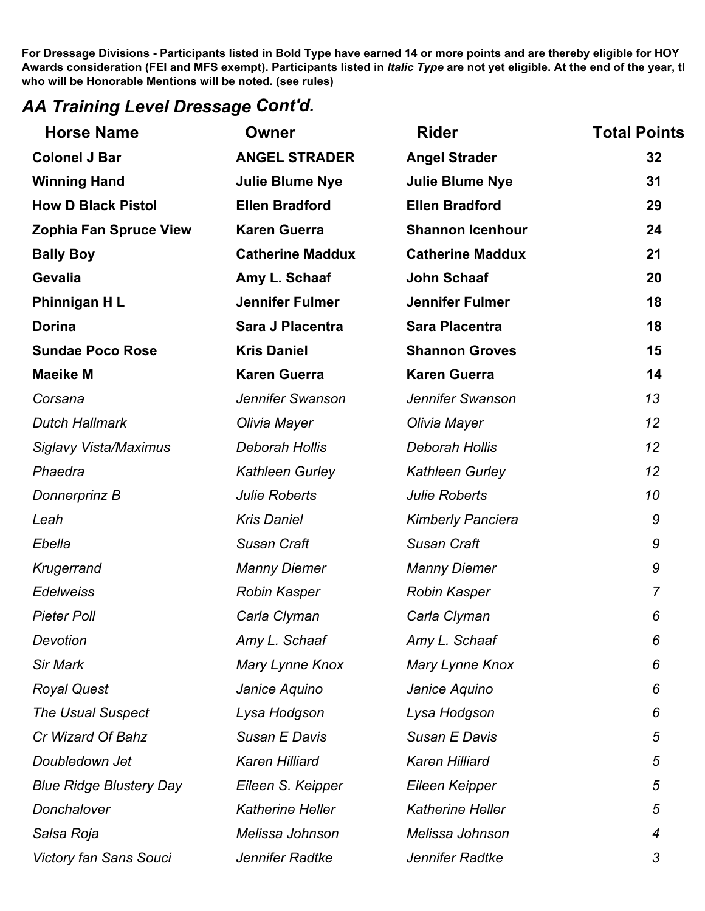**For Dressage Divisions - Participants listed in Bold Type have earned 14 or more points and are thereby eligible for HOY Awards consideration (FEI and MFS exempt). Participants listed in *Italic Type* are not yet eligible. At the end of the year, tl who will be Honorable Mentions will be noted. (see rules)**

## *AA Training Level Dressage* Cont'd.

| Horse Name | Owner | Rider | Total Points |
|---|---|---|---|
| **Colonel J Bar** | **ANGEL STRADER** | **Angel Strader** | **32** |
| **Winning Hand** | **Julie Blume Nye** | **Julie Blume Nye** | **31** |
| **How D Black Pistol** | **Ellen Bradford** | **Ellen Bradford** | **29** |
| **Zophia Fan Spruce View** | **Karen Guerra** | **Shannon Icenhour** | **24** |
| **Bally Boy** | **Catherine Maddux** | **Catherine Maddux** | **21** |
| **Gevalia** | **Amy L. Schaaf** | **John Schaaf** | **20** |
| **Phinnigan H L** | **Jennifer Fulmer** | **Jennifer Fulmer** | **18** |
| **Dorina** | **Sara J Placentra** | **Sara Placentra** | **18** |
| **Sundae Poco Rose** | **Kris Daniel** | **Shannon Groves** | **15** |
| **Maeike M** | **Karen Guerra** | **Karen Guerra** | **14** |
| *Corsana* | *Jennifer Swanson* | *Jennifer Swanson* | *13* |
| *Dutch Hallmark* | *Olivia Mayer* | *Olivia Mayer* | *12* |
| *Siglavy Vista/Maximus* | *Deborah Hollis* | *Deborah Hollis* | *12* |
| *Phaedra* | *Kathleen Gurley* | *Kathleen Gurley* | *12* |
| *Donnerprinz B* | *Julie Roberts* | *Julie Roberts* | *10* |
| *Leah* | *Kris Daniel* | *Kimberly Panciera* | *9* |
| *Ebella* | *Susan Craft* | *Susan Craft* | *9* |
| *Krugerrand* | *Manny Diemer* | *Manny Diemer* | *9* |
| *Edelweiss* | *Robin Kasper* | *Robin Kasper* | *7* |
| *Pieter Poll* | *Carla Clyman* | *Carla Clyman* | *6* |
| *Devotion* | *Amy L. Schaaf* | *Amy L. Schaaf* | *6* |
| *Sir Mark* | *Mary Lynne Knox* | *Mary Lynne Knox* | *6* |
| *Royal Quest* | *Janice Aquino* | *Janice Aquino* | *6* |
| *The Usual Suspect* | *Lysa Hodgson* | *Lysa Hodgson* | *6* |
| *Cr Wizard Of Bahz* | *Susan E Davis* | *Susan E Davis* | *5* |
| *Doubledown Jet* | *Karen Hilliard* | *Karen Hilliard* | *5* |
| *Blue Ridge Blustery Day* | *Eileen S. Keipper* | *Eileen Keipper* | *5* |
| *Donchalover* | *Katherine Heller* | *Katherine Heller* | *5* |
| *Salsa Roja* | *Melissa Johnson* | *Melissa Johnson* | *4* |
| *Victory fan Sans Souci* | *Jennifer Radtke* | *Jennifer Radtke* | *3* |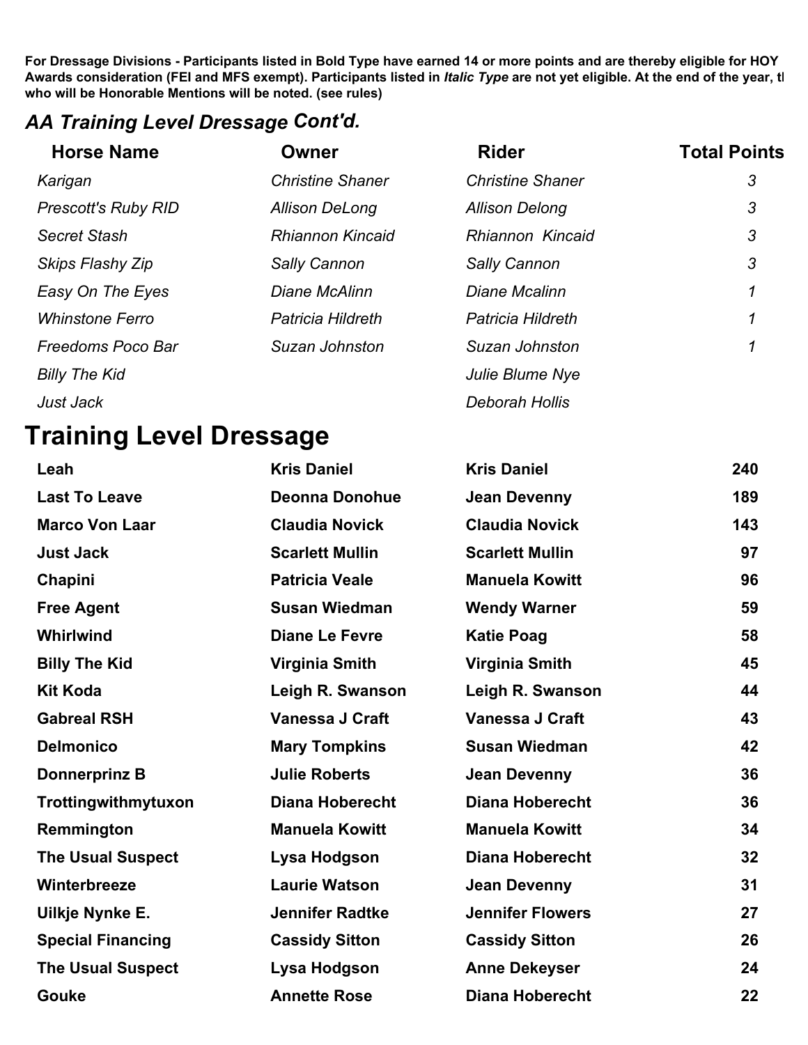**For Dressage Divisions - Participants listed in Bold Type have earned 14 or more points and are thereby eligible for HOY Awards consideration (FEI and MFS exempt). Participants listed in *Italic Type* are not yet eligible. At the end of the year, tl who will be Honorable Mentions will be noted. (see rules)**

## *AA Training Level Dressage* Cont'd.

| Horse Name | Owner | Rider | Total Points |
|---|---|---|---|
| *Karigan* | *Christine Shaner* | *Christine Shaner* | *3* |
| *Prescott's Ruby RID* | *Allison DeLong* | *Allison Delong* | *3* |
| *Secret Stash* | *Rhiannon Kincaid* | *Rhiannon  Kincaid* | *3* |
| *Skips Flashy Zip* | *Sally Cannon* | *Sally Cannon* | *3* |
| *Easy On The Eyes* | *Diane McAlinn* | *Diane Mcalinn* | *1* |
| *Whinstone Ferro* | *Patricia Hildreth* | *Patricia Hildreth* | *1* |
| *Freedoms Poco Bar* | *Suzan Johnston* | *Suzan Johnston* | *1* |
| *Billy The Kid* | | *Julie Blume Nye* | |
| *Just Jack* | | *Deborah Hollis* | |

# Training Level Dressage

| Horse Name | Owner | Rider | Total Points |
|---|---|---|---|
| **Leah** | **Kris Daniel** | **Kris Daniel** | **240** |
| **Last To Leave** | **Deonna Donohue** | **Jean Devenny** | **189** |
| **Marco Von Laar** | **Claudia Novick** | **Claudia Novick** | **143** |
| **Just Jack** | **Scarlett Mullin** | **Scarlett Mullin** | **97** |
| **Chapini** | **Patricia Veale** | **Manuela Kowitt** | **96** |
| **Free Agent** | **Susan Wiedman** | **Wendy Warner** | **59** |
| **Whirlwind** | **Diane Le Fevre** | **Katie Poag** | **58** |
| **Billy The Kid** | **Virginia Smith** | **Virginia Smith** | **45** |
| **Kit Koda** | **Leigh R. Swanson** | **Leigh R. Swanson** | **44** |
| **Gabreal RSH** | **Vanessa J Craft** | **Vanessa J Craft** | **43** |
| **Delmonico** | **Mary Tompkins** | **Susan Wiedman** | **42** |
| **Donnerprinz B** | **Julie Roberts** | **Jean Devenny** | **36** |
| **Trottingwithmytuxon** | **Diana Hoberecht** | **Diana Hoberecht** | **36** |
| **Remmington** | **Manuela Kowitt** | **Manuela Kowitt** | **34** |
| **The Usual Suspect** | **Lysa Hodgson** | **Diana Hoberecht** | **32** |
| **Winterbreeze** | **Laurie Watson** | **Jean Devenny** | **31** |
| **Uilkje Nynke E.** | **Jennifer Radtke** | **Jennifer Flowers** | **27** |
| **Special Financing** | **Cassidy Sitton** | **Cassidy Sitton** | **26** |
| **The Usual Suspect** | **Lysa Hodgson** | **Anne Dekeyser** | **24** |
| **Gouke** | **Annette Rose** | **Diana Hoberecht** | **22** |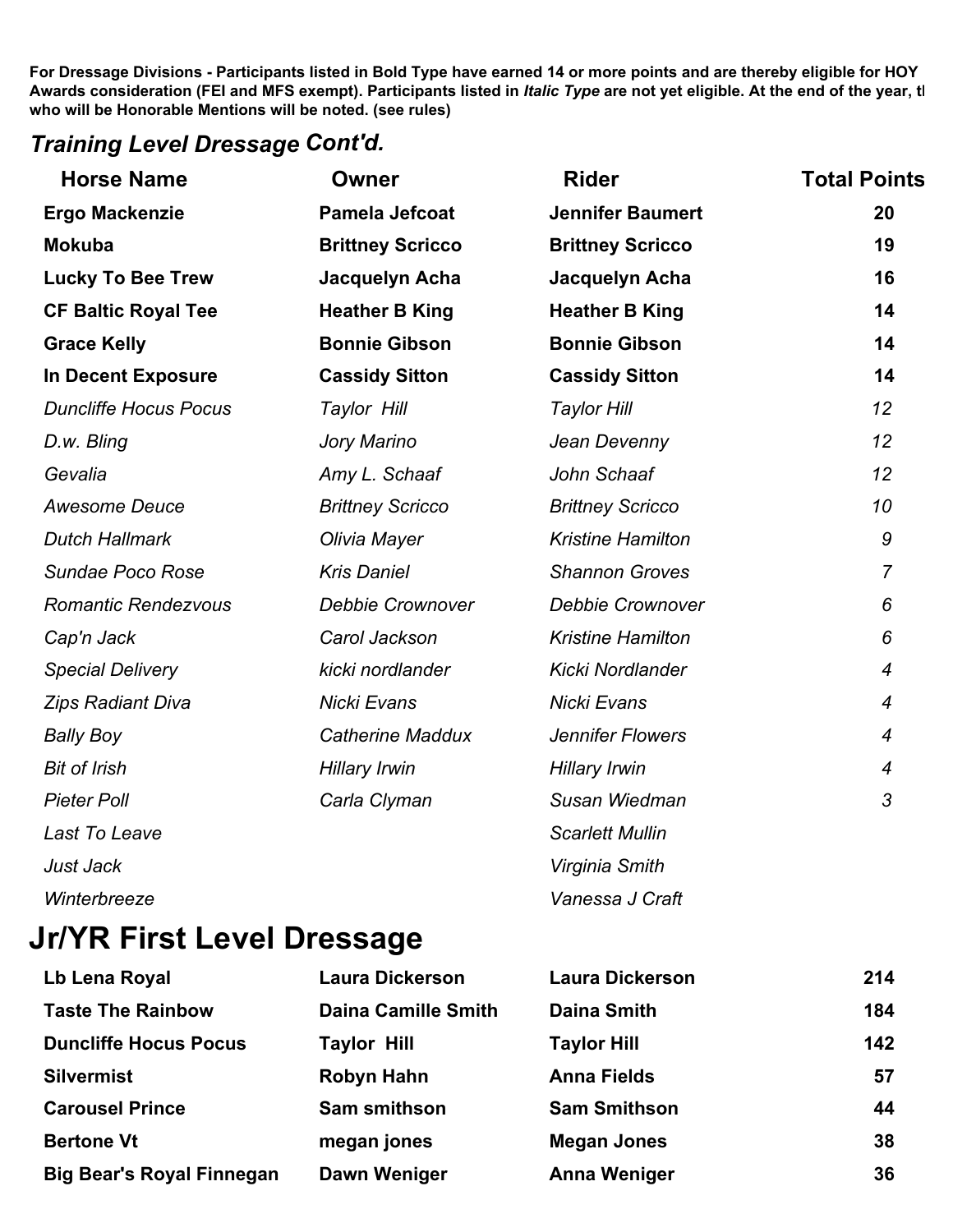**For Dressage Divisions - Participants listed in Bold Type have earned 14 or more points and are thereby eligible for HOY Awards consideration (FEI and MFS exempt). Participants listed in *Italic Type* are not yet eligible. At the end of the year, tl who will be Honorable Mentions will be noted. (see rules)**

## *Training Level Dressage Cont'd.*

| Horse Name | Owner | Rider | Total Points |
|---|---|---|---|
| **Ergo Mackenzie** | **Pamela Jefcoat** | **Jennifer Baumert** | **20** |
| **Mokuba** | **Brittney Scricco** | **Brittney Scricco** | **19** |
| **Lucky To Bee Trew** | **Jacquelyn Acha** | **Jacquelyn Acha** | **16** |
| **CF Baltic Royal Tee** | **Heather B King** | **Heather B King** | **14** |
| **Grace Kelly** | **Bonnie Gibson** | **Bonnie Gibson** | **14** |
| **In Decent Exposure** | **Cassidy Sitton** | **Cassidy Sitton** | **14** |
| *Duncliffe Hocus Pocus* | *Taylor Hill* | *Taylor Hill* | *12* |
| *D.w. Bling* | *Jory Marino* | *Jean Devenny* | *12* |
| *Gevalia* | *Amy L. Schaaf* | *John Schaaf* | *12* |
| *Awesome Deuce* | *Brittney Scricco* | *Brittney Scricco* | *10* |
| *Dutch Hallmark* | *Olivia Mayer* | *Kristine Hamilton* | *9* |
| *Sundae Poco Rose* | *Kris Daniel* | *Shannon Groves* | *7* |
| *Romantic Rendezvous* | *Debbie Crownover* | *Debbie Crownover* | *6* |
| *Cap'n Jack* | *Carol Jackson* | *Kristine Hamilton* | *6* |
| *Special Delivery* | *kicki nordlander* | *Kicki Nordlander* | *4* |
| *Zips Radiant Diva* | *Nicki Evans* | *Nicki Evans* | *4* |
| *Bally Boy* | *Catherine Maddux* | *Jennifer Flowers* | *4* |
| *Bit of Irish* | *Hillary Irwin* | *Hillary Irwin* | *4* |
| *Pieter Poll* | *Carla Clyman* | *Susan Wiedman* | *3* |
| *Last To Leave* | | *Scarlett Mullin* | |
| *Just Jack* | | *Virginia Smith* | |
| *Winterbreeze* | | *Vanessa J Craft* | |

# Jr/YR First Level Dressage

| Horse Name | Owner | Rider | Total Points |
|---|---|---|---|
| **Lb Lena Royal** | **Laura Dickerson** | **Laura Dickerson** | **214** |
| **Taste The Rainbow** | **Daina Camille Smith** | **Daina Smith** | **184** |
| **Duncliffe Hocus Pocus** | **Taylor Hill** | **Taylor Hill** | **142** |
| **Silvermist** | **Robyn Hahn** | **Anna Fields** | **57** |
| **Carousel Prince** | **Sam smithson** | **Sam Smithson** | **44** |
| **Bertone Vt** | **megan jones** | **Megan Jones** | **38** |
| **Big Bear's Royal Finnegan** | **Dawn Weniger** | **Anna Weniger** | **36** |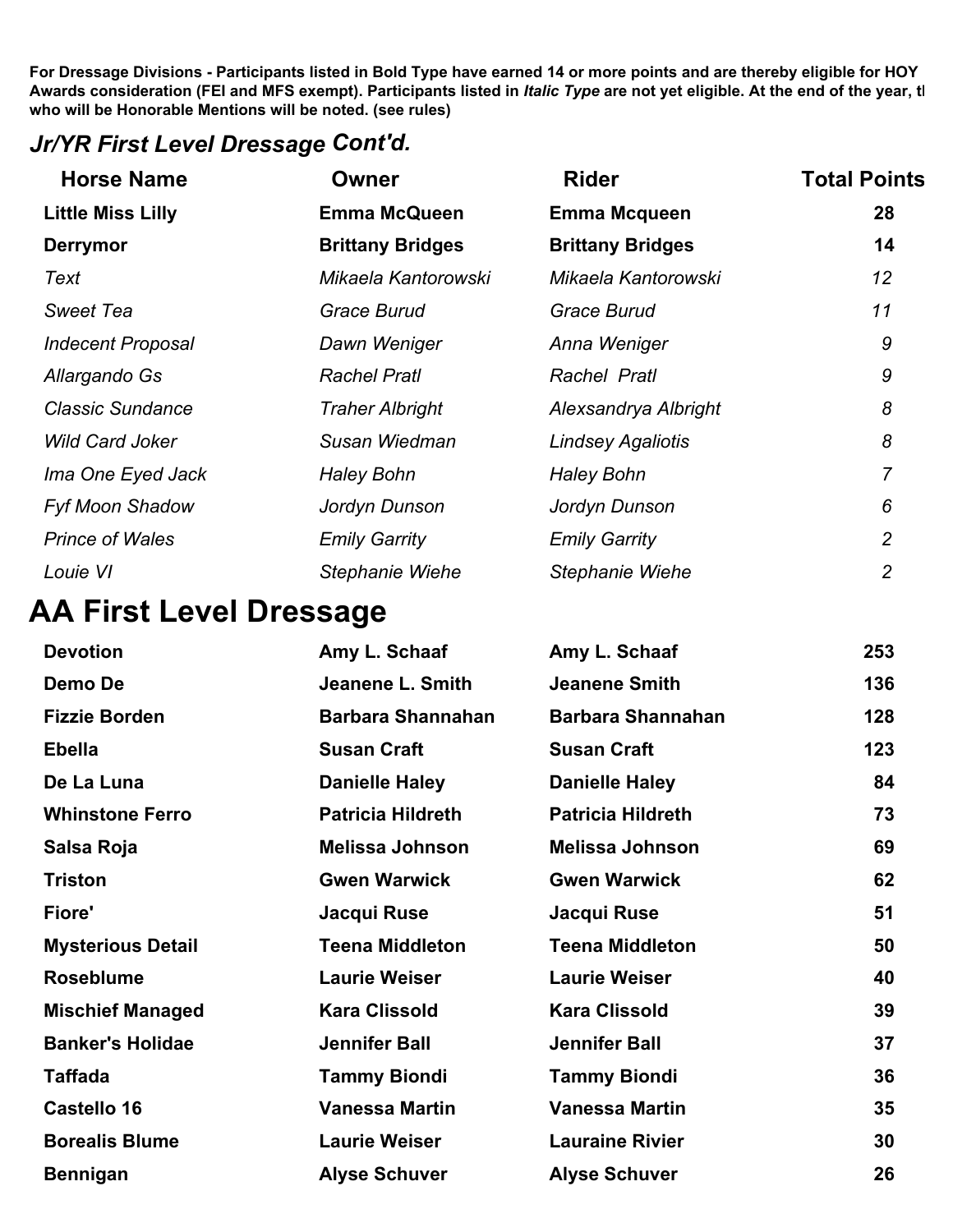**For Dressage Divisions - Participants listed in Bold Type have earned 14 or more points and are thereby eligible for HOY Awards consideration (FEI and MFS exempt). Participants listed in *Italic Type* are not yet eligible. At the end of the year, tl who will be Honorable Mentions will be noted. (see rules)**

## *Jr/YR First Level Dressage* Cont'd.

| Horse Name | Owner | Rider | Total Points |
|---|---|---|---|
| **Little Miss Lilly** | **Emma McQueen** | **Emma Mcqueen** | **28** |
| **Derrymor** | **Brittany Bridges** | **Brittany Bridges** | **14** |
| *Text* | *Mikaela Kantorowski* | *Mikaela Kantorowski* | *12* |
| *Sweet Tea* | *Grace Burud* | *Grace Burud* | *11* |
| *Indecent Proposal* | *Dawn Weniger* | *Anna Weniger* | *9* |
| *Allargando Gs* | *Rachel Pratl* | *Rachel Pratl* | *9* |
| *Classic Sundance* | *Traher Albright* | *Alexsandrya Albright* | *8* |
| *Wild Card Joker* | *Susan Wiedman* | *Lindsey Agaliotis* | *8* |
| *Ima One Eyed Jack* | *Haley Bohn* | *Haley Bohn* | *7* |
| *Fyf Moon Shadow* | *Jordyn Dunson* | *Jordyn Dunson* | *6* |
| *Prince of Wales* | *Emily Garrity* | *Emily Garrity* | *2* |
| *Louie VI* | *Stephanie Wiehe* | *Stephanie Wiehe* | *2* |

# AA First Level Dressage

| Horse Name | Owner | Rider | Total Points |
|---|---|---|---|
| **Devotion** | **Amy L. Schaaf** | **Amy L. Schaaf** | **253** |
| **Demo De** | **Jeanene L. Smith** | **Jeanene Smith** | **136** |
| **Fizzie Borden** | **Barbara Shannahan** | **Barbara Shannahan** | **128** |
| **Ebella** | **Susan Craft** | **Susan Craft** | **123** |
| **De La Luna** | **Danielle Haley** | **Danielle Haley** | **84** |
| **Whinstone Ferro** | **Patricia Hildreth** | **Patricia Hildreth** | **73** |
| **Salsa Roja** | **Melissa Johnson** | **Melissa Johnson** | **69** |
| **Triston** | **Gwen Warwick** | **Gwen Warwick** | **62** |
| **Fiore'** | **Jacqui Ruse** | **Jacqui Ruse** | **51** |
| **Mysterious Detail** | **Teena Middleton** | **Teena Middleton** | **50** |
| **Roseblume** | **Laurie Weiser** | **Laurie Weiser** | **40** |
| **Mischief Managed** | **Kara Clissold** | **Kara Clissold** | **39** |
| **Banker's Holidae** | **Jennifer Ball** | **Jennifer Ball** | **37** |
| **Taffada** | **Tammy Biondi** | **Tammy Biondi** | **36** |
| **Castello 16** | **Vanessa Martin** | **Vanessa Martin** | **35** |
| **Borealis Blume** | **Laurie Weiser** | **Lauraine Rivier** | **30** |
| **Bennigan** | **Alyse Schuver** | **Alyse Schuver** | **26** |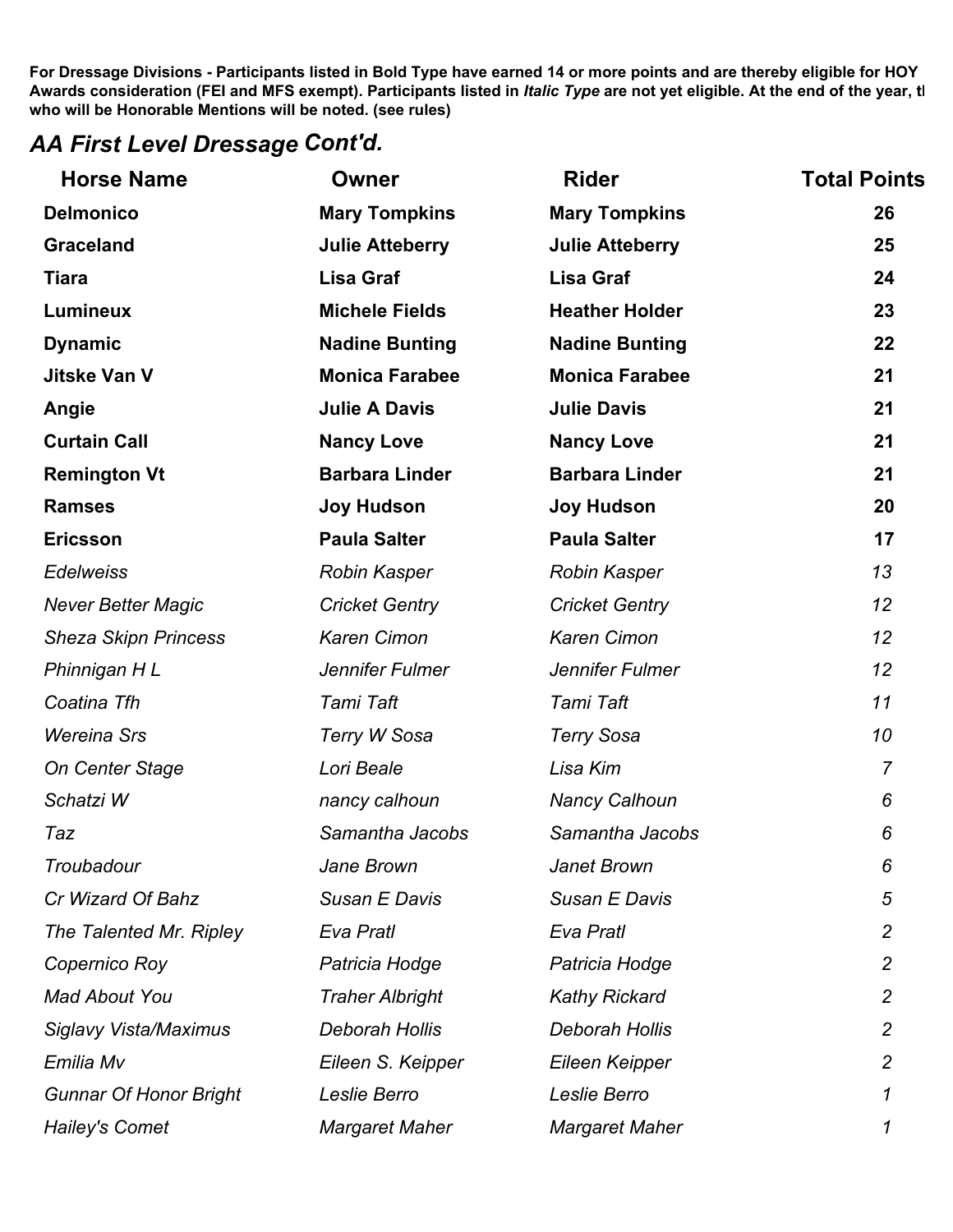**For Dressage Divisions - Participants listed in Bold Type have earned 14 or more points and are thereby eligible for HOY Awards consideration (FEI and MFS exempt). Participants listed in *Italic Type* are not yet eligible. At the end of the year, tl who will be Honorable Mentions will be noted. (see rules)**

## *AA First Level Dressage Cont'd.*

| Horse Name | Owner | Rider | Total Points |
|---|---|---|---|
| **Delmonico** | **Mary Tompkins** | **Mary Tompkins** | **26** |
| **Graceland** | **Julie Atteberry** | **Julie Atteberry** | **25** |
| **Tiara** | **Lisa Graf** | **Lisa Graf** | **24** |
| **Lumineux** | **Michele Fields** | **Heather Holder** | **23** |
| **Dynamic** | **Nadine Bunting** | **Nadine Bunting** | **22** |
| **Jitske Van V** | **Monica Farabee** | **Monica Farabee** | **21** |
| **Angie** | **Julie A Davis** | **Julie Davis** | **21** |
| **Curtain Call** | **Nancy Love** | **Nancy Love** | **21** |
| **Remington Vt** | **Barbara Linder** | **Barbara Linder** | **21** |
| **Ramses** | **Joy Hudson** | **Joy Hudson** | **20** |
| **Ericsson** | **Paula Salter** | **Paula Salter** | **17** |
| *Edelweiss* | *Robin Kasper* | *Robin Kasper* | *13* |
| *Never Better Magic* | *Cricket Gentry* | *Cricket Gentry* | *12* |
| *Sheza Skipn Princess* | *Karen Cimon* | *Karen Cimon* | *12* |
| *Phinnigan H L* | *Jennifer Fulmer* | *Jennifer Fulmer* | *12* |
| *Coatina Tfh* | *Tami Taft* | *Tami Taft* | *11* |
| *Wereina Srs* | *Terry W Sosa* | *Terry Sosa* | *10* |
| *On Center Stage* | *Lori Beale* | *Lisa Kim* | *7* |
| *Schatzi W* | *nancy calhoun* | *Nancy Calhoun* | *6* |
| *Taz* | *Samantha Jacobs* | *Samantha Jacobs* | *6* |
| *Troubadour* | *Jane Brown* | *Janet Brown* | *6* |
| *Cr Wizard Of Bahz* | *Susan E Davis* | *Susan E Davis* | *5* |
| *The Talented Mr. Ripley* | *Eva Pratl* | *Eva Pratl* | *2* |
| *Copernico Roy* | *Patricia Hodge* | *Patricia Hodge* | *2* |
| *Mad About You* | *Traher Albright* | *Kathy Rickard* | *2* |
| *Siglavy Vista/Maximus* | *Deborah Hollis* | *Deborah Hollis* | *2* |
| *Emilia Mv* | *Eileen S. Keipper* | *Eileen Keipper* | *2* |
| *Gunnar Of Honor Bright* | *Leslie Berro* | *Leslie Berro* | *1* |
| *Hailey's Comet* | *Margaret Maher* | *Margaret Maher* | *1* |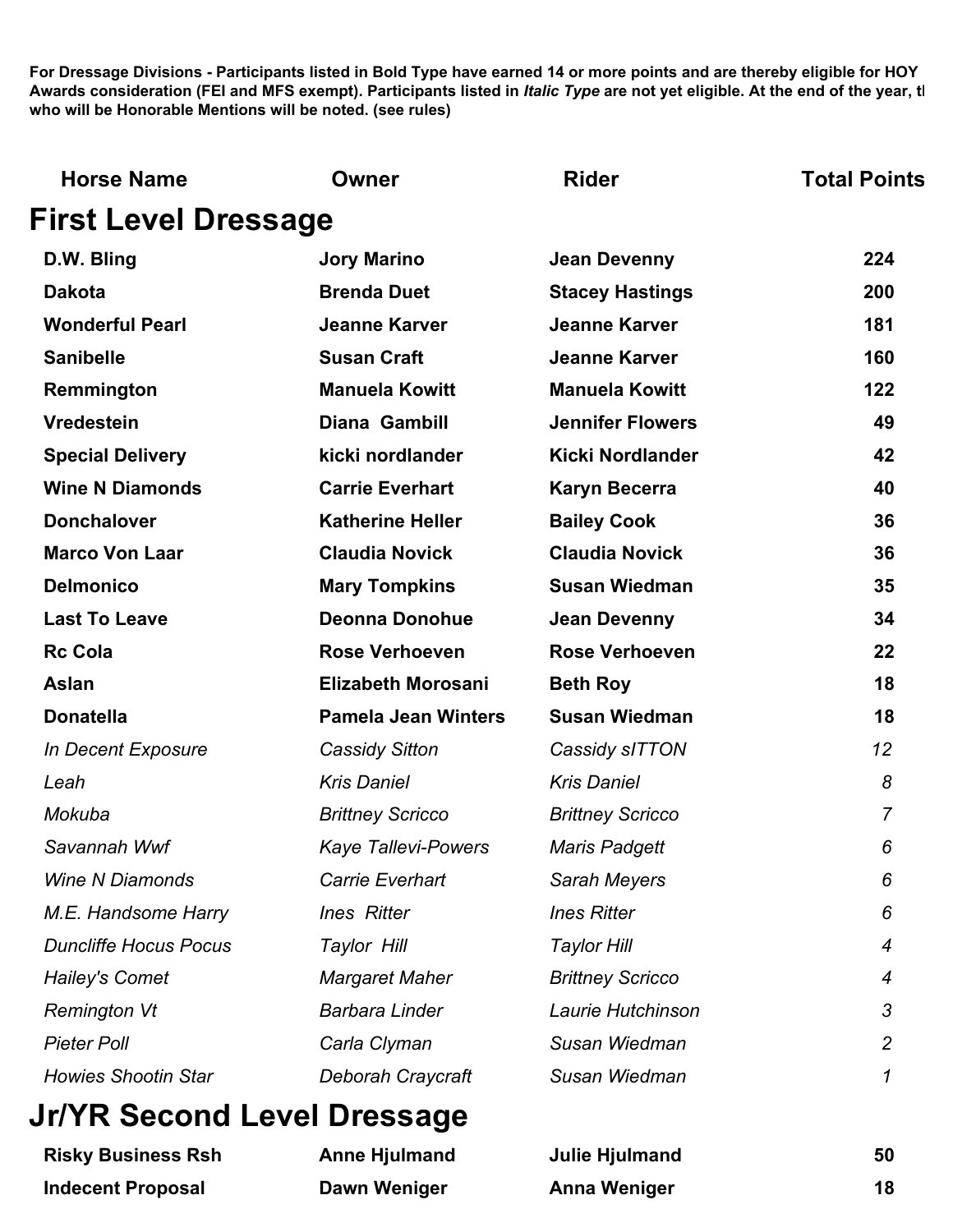**For Dressage Divisions - Participants listed in Bold Type have earned 14 or more points and are thereby eligible for HOY Awards consideration (FEI and MFS exempt). Participants listed in *Italic Type* are not yet eligible. At the end of the year, tl who will be Honorable Mentions will be noted. (see rules)**

| Horse Name | Owner | Rider | Total Points |
|---|---|---|---|

## First Level Dressage

| Horse Name | Owner | Rider | Total Points |
|---|---|---|---|
| **D.W. Bling** | **Jory Marino** | **Jean Devenny** | **224** |
| **Dakota** | **Brenda Duet** | **Stacey Hastings** | **200** |
| **Wonderful Pearl** | **Jeanne Karver** | **Jeanne Karver** | **181** |
| **Sanibelle** | **Susan Craft** | **Jeanne Karver** | **160** |
| **Remmington** | **Manuela Kowitt** | **Manuela Kowitt** | **122** |
| **Vredestein** | **Diana Gambill** | **Jennifer Flowers** | **49** |
| **Special Delivery** | **kicki nordlander** | **Kicki Nordlander** | **42** |
| **Wine N Diamonds** | **Carrie Everhart** | **Karyn Becerra** | **40** |
| **Donchalover** | **Katherine Heller** | **Bailey Cook** | **36** |
| **Marco Von Laar** | **Claudia Novick** | **Claudia Novick** | **36** |
| **Delmonico** | **Mary Tompkins** | **Susan Wiedman** | **35** |
| **Last To Leave** | **Deonna Donohue** | **Jean Devenny** | **34** |
| **Rc Cola** | **Rose Verhoeven** | **Rose Verhoeven** | **22** |
| **Aslan** | **Elizabeth Morosani** | **Beth Roy** | **18** |
| **Donatella** | **Pamela Jean Winters** | **Susan Wiedman** | **18** |
| *In Decent Exposure* | *Cassidy Sitton* | *Cassidy sITTON* | *12* |
| *Leah* | *Kris Daniel* | *Kris Daniel* | *8* |
| *Mokuba* | *Brittney Scricco* | *Brittney Scricco* | *7* |
| *Savannah Wwf* | *Kaye Tallevi-Powers* | *Maris Padgett* | *6* |
| *Wine N Diamonds* | *Carrie Everhart* | *Sarah Meyers* | *6* |
| *M.E. Handsome Harry* | *Ines Ritter* | *Ines Ritter* | *6* |
| *Duncliffe Hocus Pocus* | *Taylor Hill* | *Taylor Hill* | *4* |
| *Hailey's Comet* | *Margaret Maher* | *Brittney Scricco* | *4* |
| *Remington Vt* | *Barbara Linder* | *Laurie Hutchinson* | *3* |
| *Pieter Poll* | *Carla Clyman* | *Susan Wiedman* | *2* |
| *Howies Shootin Star* | *Deborah Craycraft* | *Susan Wiedman* | *1* |

## Jr/YR Second Level Dressage

| Horse Name | Owner | Rider | Total Points |
|---|---|---|---|
| **Risky Business Rsh** | **Anne Hjulmand** | **Julie Hjulmand** | **50** |
| **Indecent Proposal** | **Dawn Weniger** | **Anna Weniger** | **18** |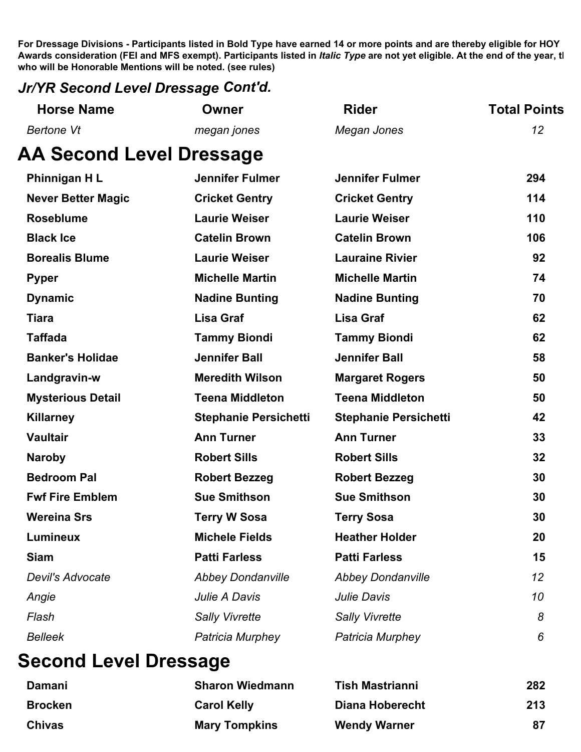**For Dressage Divisions - Participants listed in Bold Type have earned 14 or more points and are thereby eligible for HOY Awards consideration (FEI and MFS exempt). Participants listed in *Italic Type* are not yet eligible. At the end of the year, t who will be Honorable Mentions will be noted. (see rules)**

## *Jr/YR Second Level Dressage Cont'd.*

| Horse Name | Owner | Rider | Total Points |
|---|---|---|---|
| *Bertone Vt* | *megan jones* | *Megan Jones* | *12* |

## AA Second Level Dressage

| Horse Name | Owner | Rider | Total Points |
|---|---|---|---|
| **Phinnigan H L** | **Jennifer Fulmer** | **Jennifer Fulmer** | **294** |
| **Never Better Magic** | **Cricket Gentry** | **Cricket Gentry** | **114** |
| **Roseblume** | **Laurie Weiser** | **Laurie Weiser** | **110** |
| **Black Ice** | **Catelin Brown** | **Catelin Brown** | **106** |
| **Borealis Blume** | **Laurie Weiser** | **Lauraine Rivier** | **92** |
| **Pyper** | **Michelle Martin** | **Michelle Martin** | **74** |
| **Dynamic** | **Nadine Bunting** | **Nadine Bunting** | **70** |
| **Tiara** | **Lisa Graf** | **Lisa Graf** | **62** |
| **Taffada** | **Tammy Biondi** | **Tammy Biondi** | **62** |
| **Banker's Holidae** | **Jennifer Ball** | **Jennifer Ball** | **58** |
| **Landgravin-w** | **Meredith Wilson** | **Margaret Rogers** | **50** |
| **Mysterious Detail** | **Teena Middleton** | **Teena Middleton** | **50** |
| **Killarney** | **Stephanie Persichetti** | **Stephanie Persichetti** | **42** |
| **Vaultair** | **Ann Turner** | **Ann Turner** | **33** |
| **Naroby** | **Robert Sills** | **Robert Sills** | **32** |
| **Bedroom Pal** | **Robert Bezzeg** | **Robert Bezzeg** | **30** |
| **Fwf Fire Emblem** | **Sue Smithson** | **Sue Smithson** | **30** |
| **Wereina Srs** | **Terry W Sosa** | **Terry Sosa** | **30** |
| **Lumineux** | **Michele Fields** | **Heather Holder** | **20** |
| **Siam** | **Patti Farless** | **Patti Farless** | **15** |
| *Devil's Advocate* | *Abbey Dondanville* | *Abbey Dondanville* | *12* |
| *Angie* | *Julie A Davis* | *Julie Davis* | *10* |
| *Flash* | *Sally Vivrette* | *Sally Vivrette* | *8* |
| *Belleek* | *Patricia Murphey* | *Patricia Murphey* | *6* |

## Second Level Dressage

| Horse Name | Owner | Rider | Total Points |
|---|---|---|---|
| **Damani** | **Sharon Wiedmann** | **Tish Mastrianni** | **282** |
| **Brocken** | **Carol Kelly** | **Diana Hoberecht** | **213** |
| **Chivas** | **Mary Tompkins** | **Wendy Warner** | **87** |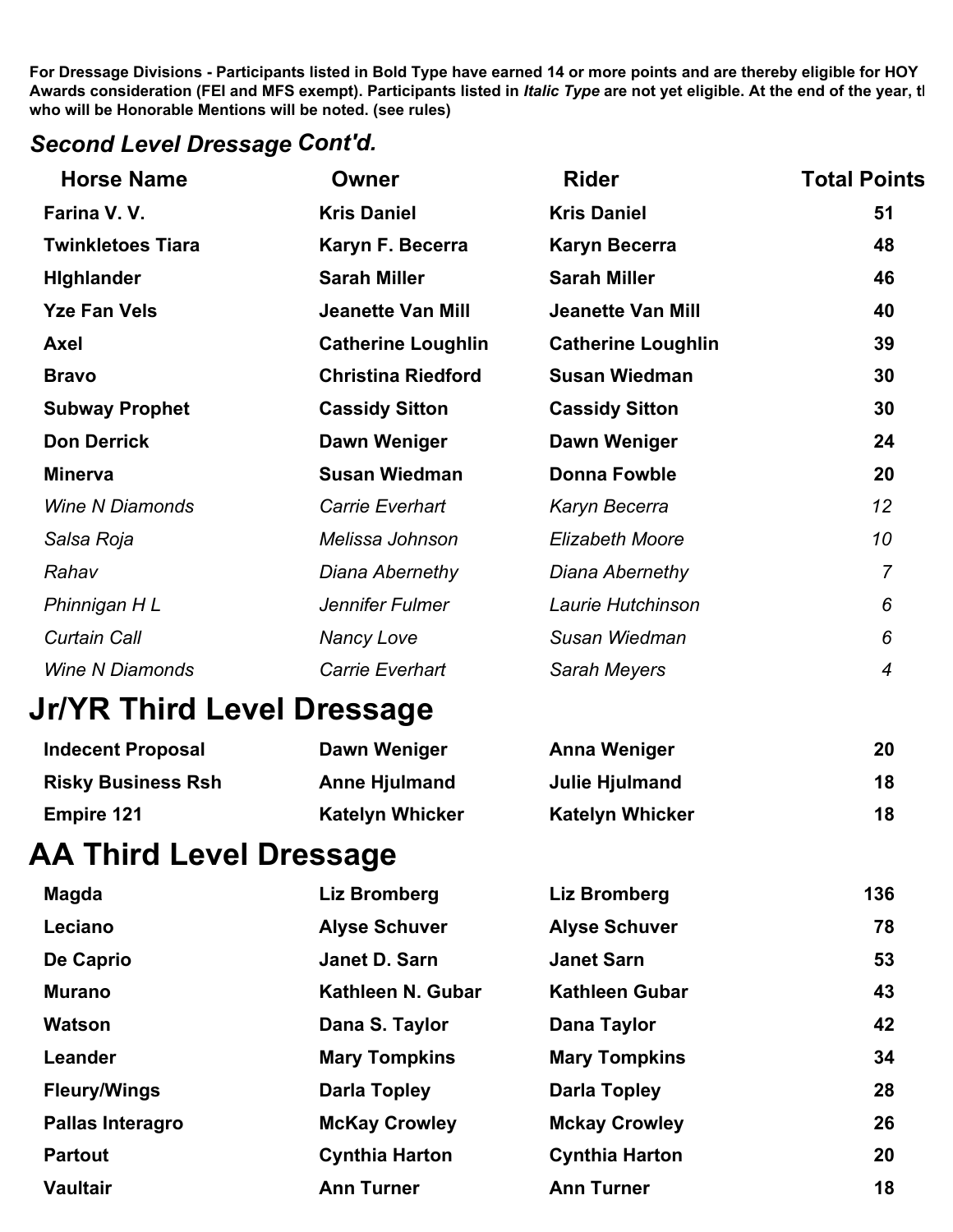**For Dressage Divisions - Participants listed in Bold Type have earned 14 or more points and are thereby eligible for HOY Awards consideration (FEI and MFS exempt). Participants listed in *Italic Type* are not yet eligible. At the end of the year, tl who will be Honorable Mentions will be noted. (see rules)**

## *Second Level Dressage Cont'd.*

| Horse Name | Owner | Rider | Total Points |
|---|---|---|---|
| **Farina V. V.** | **Kris Daniel** | **Kris Daniel** | **51** |
| **Twinkletoes Tiara** | **Karyn F. Becerra** | **Karyn Becerra** | **48** |
| **HIghlander** | **Sarah Miller** | **Sarah Miller** | **46** |
| **Yze Fan Vels** | **Jeanette Van Mill** | **Jeanette Van Mill** | **40** |
| **Axel** | **Catherine Loughlin** | **Catherine Loughlin** | **39** |
| **Bravo** | **Christina Riedford** | **Susan Wiedman** | **30** |
| **Subway Prophet** | **Cassidy Sitton** | **Cassidy Sitton** | **30** |
| **Don Derrick** | **Dawn Weniger** | **Dawn Weniger** | **24** |
| **Minerva** | **Susan Wiedman** | **Donna Fowble** | **20** |
| *Wine N Diamonds* | *Carrie Everhart* | *Karyn Becerra* | *12* |
| *Salsa Roja* | *Melissa Johnson* | *Elizabeth Moore* | *10* |
| *Rahav* | *Diana Abernethy* | *Diana Abernethy* | *7* |
| *Phinnigan H L* | *Jennifer Fulmer* | *Laurie Hutchinson* | *6* |
| *Curtain Call* | *Nancy Love* | *Susan Wiedman* | *6* |
| *Wine N Diamonds* | *Carrie Everhart* | *Sarah Meyers* | *4* |

# Jr/YR Third Level Dressage

| Horse Name | Owner | Rider | Total Points |
|---|---|---|---|
| **Indecent Proposal** | **Dawn Weniger** | **Anna Weniger** | **20** |
| **Risky Business Rsh** | **Anne Hjulmand** | **Julie Hjulmand** | **18** |
| **Empire 121** | **Katelyn Whicker** | **Katelyn Whicker** | **18** |

# AA Third Level Dressage

| Horse Name | Owner | Rider | Total Points |
|---|---|---|---|
| **Magda** | **Liz Bromberg** | **Liz Bromberg** | **136** |
| **Leciano** | **Alyse Schuver** | **Alyse Schuver** | **78** |
| **De Caprio** | **Janet D. Sarn** | **Janet Sarn** | **53** |
| **Murano** | **Kathleen N. Gubar** | **Kathleen Gubar** | **43** |
| **Watson** | **Dana S. Taylor** | **Dana Taylor** | **42** |
| **Leander** | **Mary Tompkins** | **Mary Tompkins** | **34** |
| **Fleury/Wings** | **Darla Topley** | **Darla Topley** | **28** |
| **Pallas Interagro** | **McKay Crowley** | **Mckay Crowley** | **26** |
| **Partout** | **Cynthia Harton** | **Cynthia Harton** | **20** |
| **Vaultair** | **Ann Turner** | **Ann Turner** | **18** |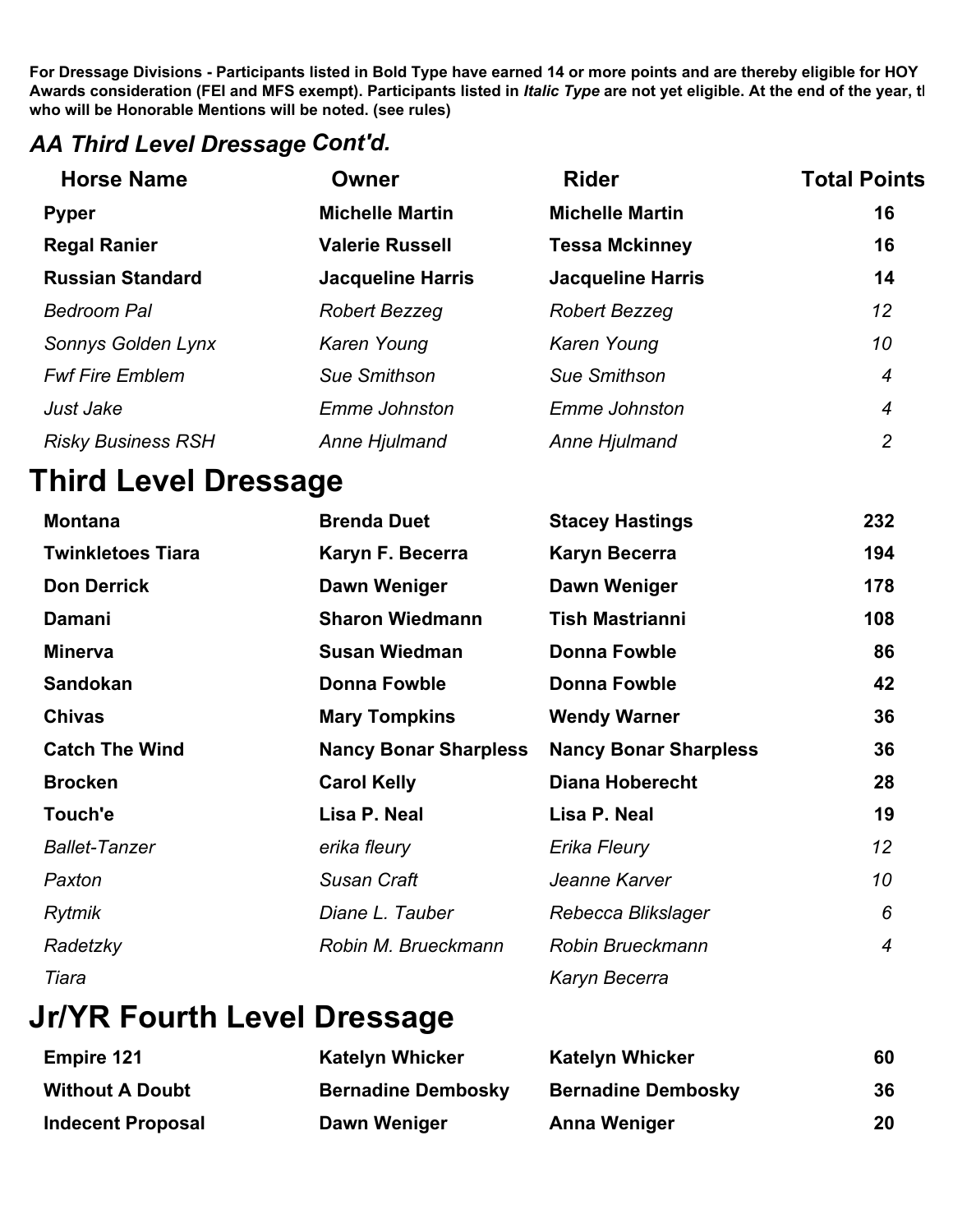**For Dressage Divisions - Participants listed in Bold Type have earned 14 or more points and are thereby eligible for HOY Awards consideration (FEI and MFS exempt). Participants listed in *Italic Type* are not yet eligible. At the end of the year, t who will be Honorable Mentions will be noted. (see rules)**

## *AA Third Level Dressage Cont'd.*

| Horse Name | Owner | Rider | Total Points |
|---|---|---|---|
| **Pyper** | **Michelle Martin** | **Michelle Martin** | **16** |
| **Regal Ranier** | **Valerie Russell** | **Tessa Mckinney** | **16** |
| **Russian Standard** | **Jacqueline Harris** | **Jacqueline Harris** | **14** |
| *Bedroom Pal* | *Robert Bezzeg* | *Robert Bezzeg* | *12* |
| *Sonnys Golden Lynx* | *Karen Young* | *Karen Young* | *10* |
| *Fwf Fire Emblem* | *Sue Smithson* | *Sue Smithson* | *4* |
| *Just Jake* | *Emme Johnston* | *Emme Johnston* | *4* |
| *Risky Business RSH* | *Anne Hjulmand* | *Anne Hjulmand* | *2* |

# Third Level Dressage

| Horse Name | Owner | Rider | Total Points |
|---|---|---|---|
| **Montana** | **Brenda Duet** | **Stacey Hastings** | **232** |
| **Twinkletoes Tiara** | **Karyn F. Becerra** | **Karyn Becerra** | **194** |
| **Don Derrick** | **Dawn Weniger** | **Dawn Weniger** | **178** |
| **Damani** | **Sharon Wiedmann** | **Tish Mastrianni** | **108** |
| **Minerva** | **Susan Wiedman** | **Donna Fowble** | **86** |
| **Sandokan** | **Donna Fowble** | **Donna Fowble** | **42** |
| **Chivas** | **Mary Tompkins** | **Wendy Warner** | **36** |
| **Catch The Wind** | **Nancy Bonar Sharpless** | **Nancy Bonar Sharpless** | **36** |
| **Brocken** | **Carol Kelly** | **Diana Hoberecht** | **28** |
| **Touch'e** | **Lisa P. Neal** | **Lisa P. Neal** | **19** |
| *Ballet-Tanzer* | *erika fleury* | *Erika Fleury* | *12* |
| *Paxton* | *Susan Craft* | *Jeanne Karver* | *10* |
| *Rytmik* | *Diane L. Tauber* | *Rebecca Blikslager* | *6* |
| *Radetzky* | *Robin M. Brueckmann* | *Robin Brueckmann* | *4* |
| *Tiara* | | *Karyn Becerra* | |

# Jr/YR Fourth Level Dressage

| Horse Name | Owner | Rider | Total Points |
|---|---|---|---|
| **Empire 121** | **Katelyn Whicker** | **Katelyn Whicker** | **60** |
| **Without A Doubt** | **Bernadine Dembosky** | **Bernadine Dembosky** | **36** |
| **Indecent Proposal** | **Dawn Weniger** | **Anna Weniger** | **20** |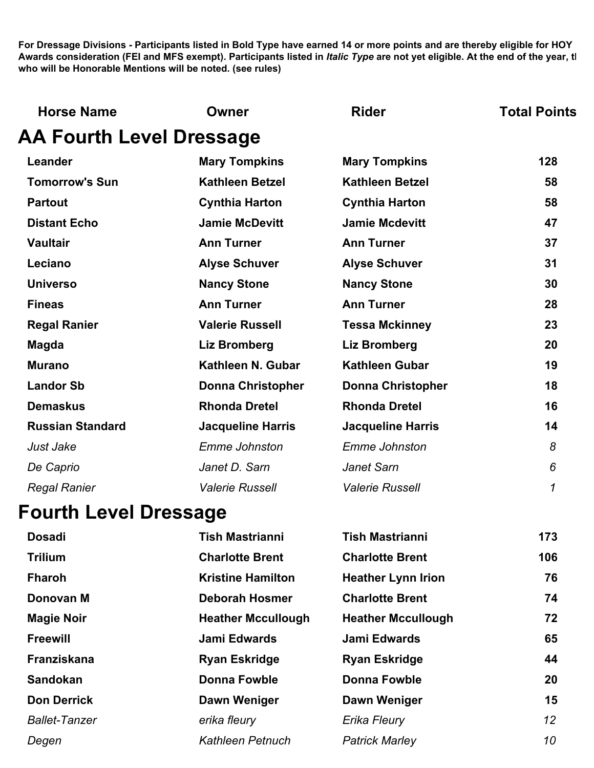**For Dressage Divisions - Participants listed in Bold Type have earned 14 or more points and are thereby eligible for HOY Awards consideration (FEI and MFS exempt). Participants listed in *Italic Type* are not yet eligible. At the end of the year, tl who will be Honorable Mentions will be noted. (see rules)**

| Horse Name | Owner | Rider | Total Points |
|---|---|---|---|

## AA Fourth Level Dressage

| Horse Name | Owner | Rider | Total Points |
|---|---|---|---|
| **Leander** | **Mary Tompkins** | **Mary Tompkins** | **128** |
| **Tomorrow's Sun** | **Kathleen Betzel** | **Kathleen Betzel** | **58** |
| **Partout** | **Cynthia Harton** | **Cynthia Harton** | **58** |
| **Distant Echo** | **Jamie McDevitt** | **Jamie Mcdevitt** | **47** |
| **Vaultair** | **Ann Turner** | **Ann Turner** | **37** |
| **Leciano** | **Alyse Schuver** | **Alyse Schuver** | **31** |
| **Universo** | **Nancy Stone** | **Nancy Stone** | **30** |
| **Fineas** | **Ann Turner** | **Ann Turner** | **28** |
| **Regal Ranier** | **Valerie Russell** | **Tessa Mckinney** | **23** |
| **Magda** | **Liz Bromberg** | **Liz Bromberg** | **20** |
| **Murano** | **Kathleen N. Gubar** | **Kathleen Gubar** | **19** |
| **Landor Sb** | **Donna Christopher** | **Donna Christopher** | **18** |
| **Demaskus** | **Rhonda Dretel** | **Rhonda Dretel** | **16** |
| **Russian Standard** | **Jacqueline Harris** | **Jacqueline Harris** | **14** |
| *Just Jake* | *Emme Johnston* | *Emme Johnston* | *8* |
| *De Caprio* | *Janet D. Sarn* | *Janet Sarn* | *6* |
| *Regal Ranier* | *Valerie Russell* | *Valerie Russell* | *1* |

## Fourth Level Dressage

| Horse Name | Owner | Rider | Total Points |
|---|---|---|---|
| **Dosadi** | **Tish Mastrianni** | **Tish Mastrianni** | **173** |
| **Trilium** | **Charlotte Brent** | **Charlotte Brent** | **106** |
| **Fharoh** | **Kristine Hamilton** | **Heather Lynn Irion** | **76** |
| **Donovan M** | **Deborah Hosmer** | **Charlotte Brent** | **74** |
| **Magie Noir** | **Heather Mccullough** | **Heather Mccullough** | **72** |
| **Freewill** | **Jami Edwards** | **Jami Edwards** | **65** |
| **Franziskana** | **Ryan Eskridge** | **Ryan Eskridge** | **44** |
| **Sandokan** | **Donna Fowble** | **Donna Fowble** | **20** |
| **Don Derrick** | **Dawn Weniger** | **Dawn Weniger** | **15** |
| *Ballet-Tanzer* | *erika fleury* | *Erika Fleury* | *12* |
| *Degen* | *Kathleen Petnuch* | *Patrick Marley* | *10* |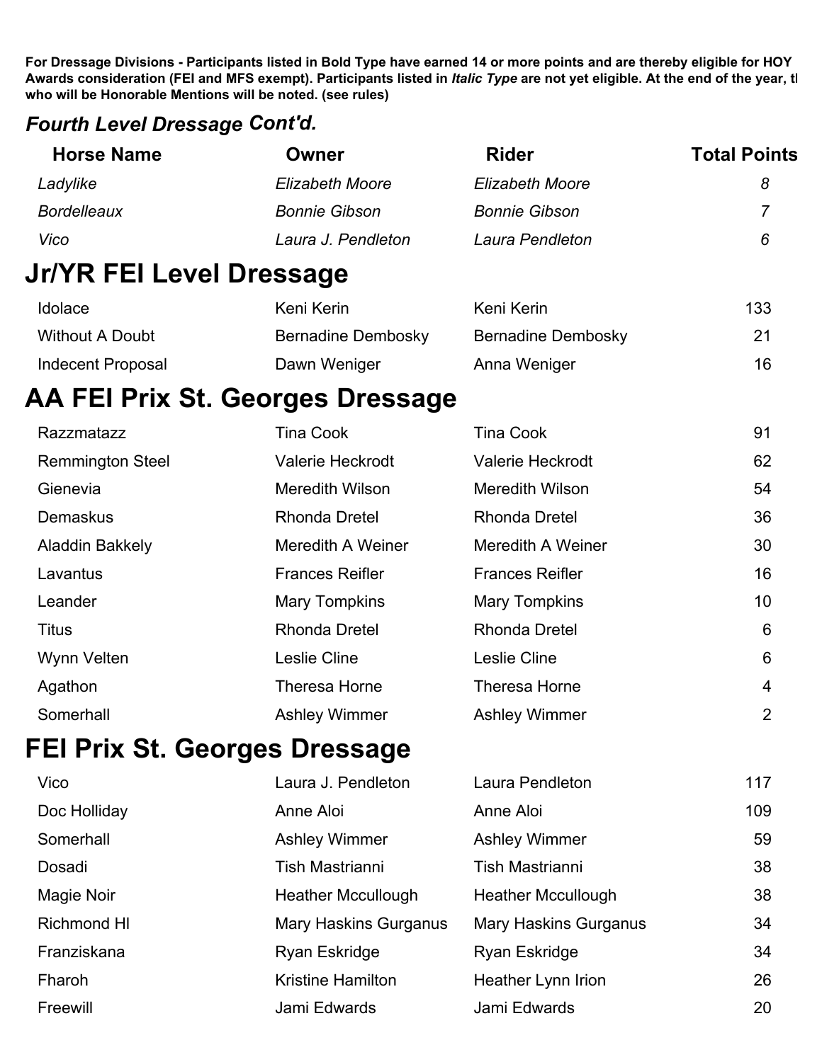**For Dressage Divisions - Participants listed in Bold Type have earned 14 or more points and are thereby eligible for HOY Awards consideration (FEI and MFS exempt). Participants listed in *Italic Type* are not yet eligible. At the end of the year, th who will be Honorable Mentions will be noted. (see rules)**

### *Fourth Level Dressage* Cont'd.

| Horse Name | Owner | Rider | Total Points |
|---|---|---|---|
| *Ladylike* | *Elizabeth Moore* | *Elizabeth Moore* | *8* |
| *Bordelleaux* | *Bonnie Gibson* | *Bonnie Gibson* | *7* |
| *Vico* | *Laura J. Pendleton* | *Laura Pendleton* | *6* |

# Jr/YR FEI Level Dressage

| Horse Name | Owner | Rider | Total Points |
|---|---|---|---|
| Idolace | Keni Kerin | Keni Kerin | 133 |
| Without A Doubt | Bernadine Dembosky | Bernadine Dembosky | 21 |
| Indecent Proposal | Dawn Weniger | Anna Weniger | 16 |

# AA FEI Prix St. Georges Dressage

| Horse Name | Owner | Rider | Total Points |
|---|---|---|---|
| Razzmatazz | Tina Cook | Tina Cook | 91 |
| Remmington Steel | Valerie Heckrodt | Valerie Heckrodt | 62 |
| Gienevia | Meredith Wilson | Meredith Wilson | 54 |
| Demaskus | Rhonda Dretel | Rhonda Dretel | 36 |
| Aladdin Bakkely | Meredith A Weiner | Meredith A Weiner | 30 |
| Lavantus | Frances Reifler | Frances Reifler | 16 |
| Leander | Mary Tompkins | Mary Tompkins | 10 |
| Titus | Rhonda Dretel | Rhonda Dretel | 6 |
| Wynn Velten | Leslie Cline | Leslie Cline | 6 |
| Agathon | Theresa Horne | Theresa Horne | 4 |
| Somerhall | Ashley Wimmer | Ashley Wimmer | 2 |

# FEI Prix St. Georges Dressage

| Horse Name | Owner | Rider | Total Points |
|---|---|---|---|
| Vico | Laura J. Pendleton | Laura Pendleton | 117 |
| Doc Holliday | Anne Aloi | Anne Aloi | 109 |
| Somerhall | Ashley Wimmer | Ashley Wimmer | 59 |
| Dosadi | Tish Mastrianni | Tish Mastrianni | 38 |
| Magie Noir | Heather Mccullough | Heather Mccullough | 38 |
| Richmond Hl | Mary Haskins Gurganus | Mary Haskins Gurganus | 34 |
| Franziskana | Ryan Eskridge | Ryan Eskridge | 34 |
| Fharoh | Kristine Hamilton | Heather Lynn Irion | 26 |
| Freewill | Jami Edwards | Jami Edwards | 20 |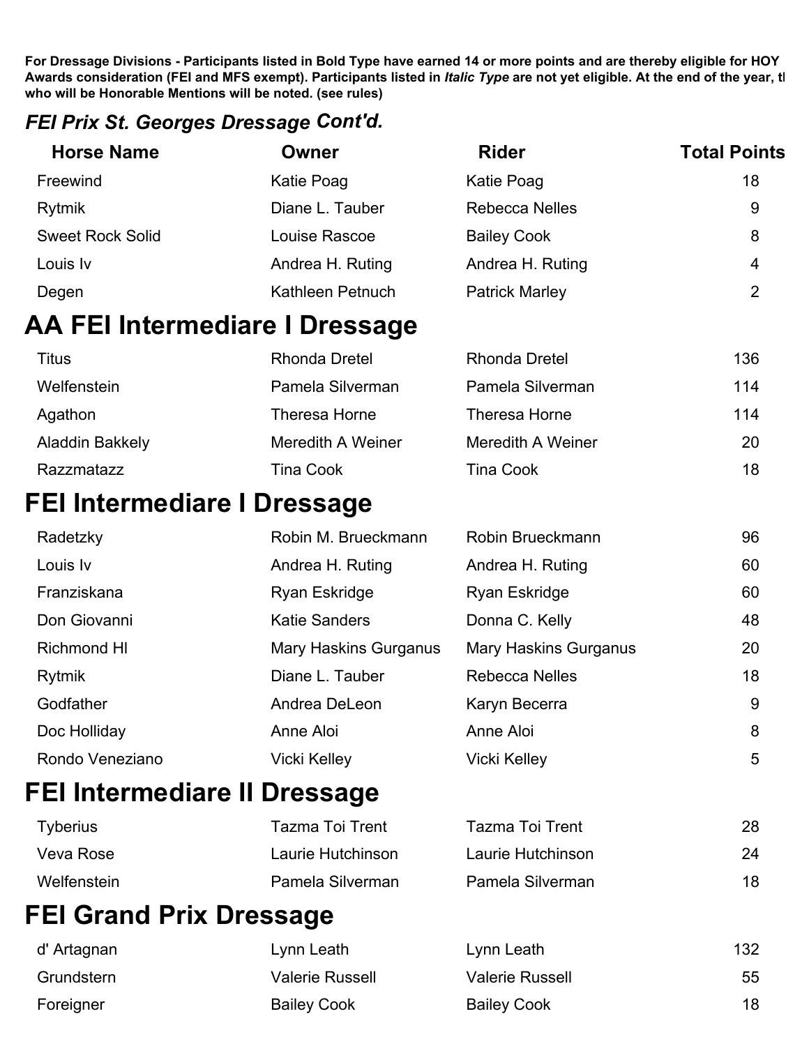**For Dressage Divisions - Participants listed in Bold Type have earned 14 or more points and are thereby eligible for HOY Awards consideration (FEI and MFS exempt). Participants listed in *Italic Type* are not yet eligible. At the end of the year, tl who will be Honorable Mentions will be noted. (see rules)**

## *FEI Prix St. Georges Dressage* Cont'd.

| Horse Name | Owner | Rider | Total Points |
|---|---|---|---|
| Freewind | Katie Poag | Katie Poag | 18 |
| Rytmik | Diane L. Tauber | Rebecca Nelles | 9 |
| Sweet Rock Solid | Louise Rascoe | Bailey Cook | 8 |
| Louis Iv | Andrea H. Ruting | Andrea H. Ruting | 4 |
| Degen | Kathleen Petnuch | Patrick Marley | 2 |

# AA FEI Intermediare I Dressage

| Horse Name | Owner | Rider | Total Points |
|---|---|---|---|
| Titus | Rhonda Dretel | Rhonda Dretel | 136 |
| Welfenstein | Pamela Silverman | Pamela Silverman | 114 |
| Agathon | Theresa Horne | Theresa Horne | 114 |
| Aladdin Bakkely | Meredith A Weiner | Meredith A Weiner | 20 |
| Razzmatazz | Tina Cook | Tina Cook | 18 |

# FEI Intermediare I Dressage

| Horse Name | Owner | Rider | Total Points |
|---|---|---|---|
| Radetzky | Robin M. Brueckmann | Robin Brueckmann | 96 |
| Louis Iv | Andrea H. Ruting | Andrea H. Ruting | 60 |
| Franziskana | Ryan Eskridge | Ryan Eskridge | 60 |
| Don Giovanni | Katie Sanders | Donna C. Kelly | 48 |
| Richmond Hl | Mary Haskins Gurganus | Mary Haskins Gurganus | 20 |
| Rytmik | Diane L. Tauber | Rebecca Nelles | 18 |
| Godfather | Andrea DeLeon | Karyn Becerra | 9 |
| Doc Holliday | Anne Aloi | Anne Aloi | 8 |
| Rondo Veneziano | Vicki Kelley | Vicki Kelley | 5 |

# FEI Intermediare II Dressage

| Horse Name | Owner | Rider | Total Points |
|---|---|---|---|
| Tyberius | Tazma Toi Trent | Tazma Toi Trent | 28 |
| Veva Rose | Laurie Hutchinson | Laurie Hutchinson | 24 |
| Welfenstein | Pamela Silverman | Pamela Silverman | 18 |

# FEI Grand Prix Dressage

| Horse Name | Owner | Rider | Total Points |
|---|---|---|---|
| d' Artagnan | Lynn Leath | Lynn Leath | 132 |
| Grundstern | Valerie Russell | Valerie Russell | 55 |
| Foreigner | Bailey Cook | Bailey Cook | 18 |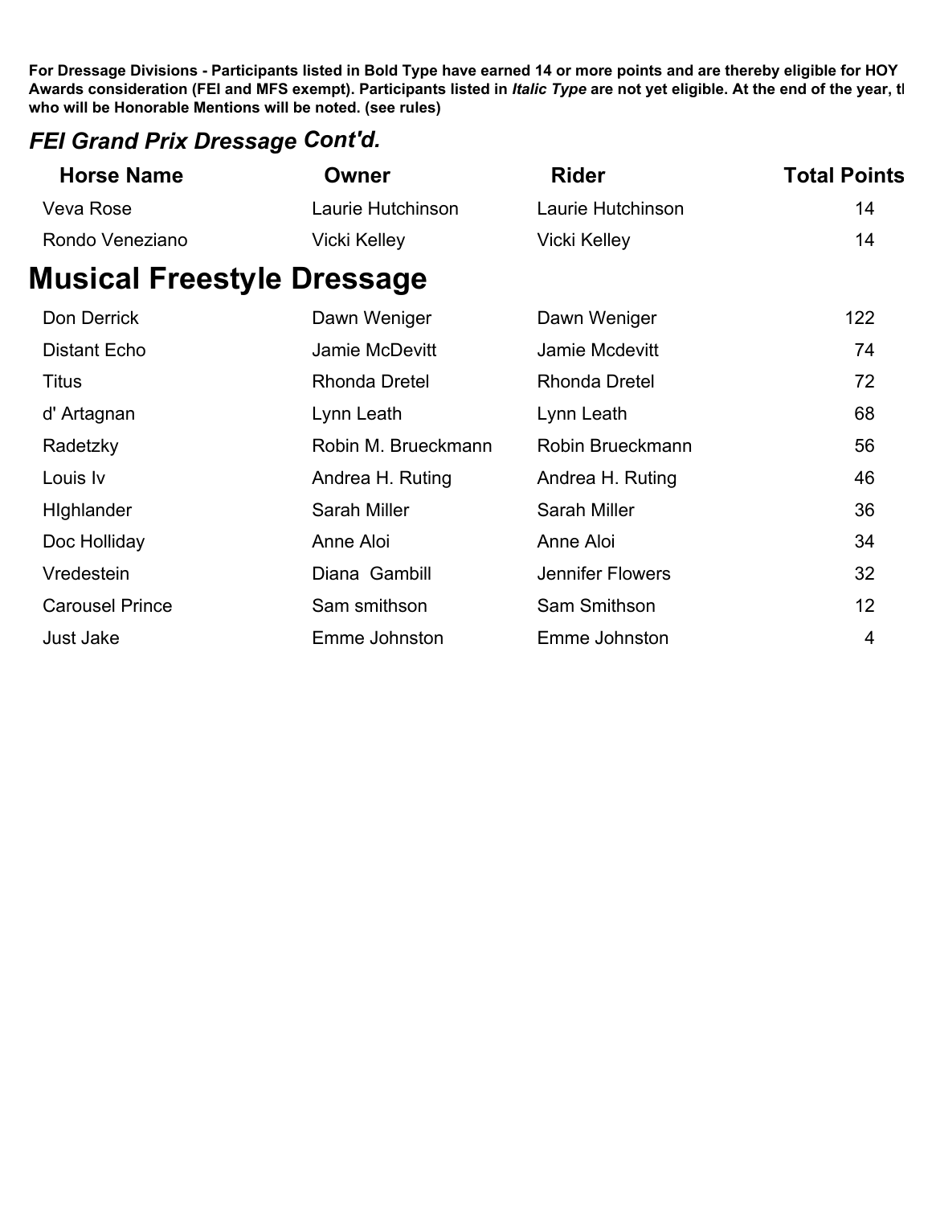**For Dressage Divisions - Participants listed in Bold Type have earned 14 or more points and are thereby eligible for HOY Awards consideration (FEI and MFS exempt). Participants listed in *Italic Type* are not yet eligible. At the end of the year, th who will be Honorable Mentions will be noted. (see rules)**

## *FEI Grand Prix Dressage* Cont'd.

| Horse Name | Owner | Rider | Total Points |
|---|---|---|---|
| Veva Rose | Laurie Hutchinson | Laurie Hutchinson | 14 |
| Rondo Veneziano | Vicki Kelley | Vicki Kelley | 14 |

# Musical Freestyle Dressage

| Horse Name | Owner | Rider | Total Points |
|---|---|---|---|
| Don Derrick | Dawn Weniger | Dawn Weniger | 122 |
| Distant Echo | Jamie McDevitt | Jamie Mcdevitt | 74 |
| Titus | Rhonda Dretel | Rhonda Dretel | 72 |
| d' Artagnan | Lynn Leath | Lynn Leath | 68 |
| Radetzky | Robin M. Brueckmann | Robin Brueckmann | 56 |
| Louis Iv | Andrea H. Ruting | Andrea H. Ruting | 46 |
| HIghlander | Sarah Miller | Sarah Miller | 36 |
| Doc Holliday | Anne Aloi | Anne Aloi | 34 |
| Vredestein | Diana Gambill | Jennifer Flowers | 32 |
| Carousel Prince | Sam smithson | Sam Smithson | 12 |
| Just Jake | Emme Johnston | Emme Johnston | 4 |